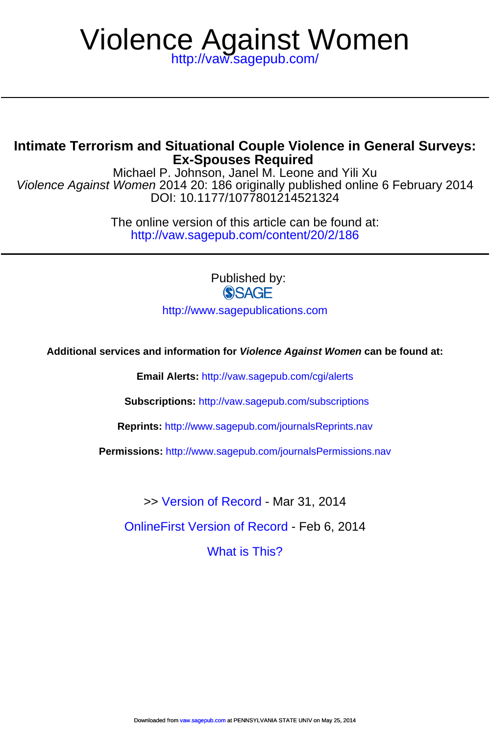# Violence Against Women

http://vaw.sagepub.com/

## Intimate Terrorism and Situational Couple Violence in General Surveys: Ex-Spouses Required

Michael P. Johnson, Janel M. Leone and Yili Xu

*Violence Against Women* 2014 20: 186 originally published online 6 February 2014

DOI: 10.1177/1077801214521324

The online version of this article can be found at:

http://vaw.sagepub.com/content/20/2/186

Published by:

SAGE

http://www.sagepublications.com

**Additional services and information for *Violence Against Women* can be found at:**

**Email Alerts:** http://vaw.sagepub.com/cgi/alerts

**Subscriptions:** http://vaw.sagepub.com/subscriptions

**Reprints:** http://www.sagepub.com/journalsReprints.nav

**Permissions:** http://www.sagepub.com/journalsPermissions.nav

>> Version of Record - Mar 31, 2014

OnlineFirst Version of Record - Feb 6, 2014

What is This?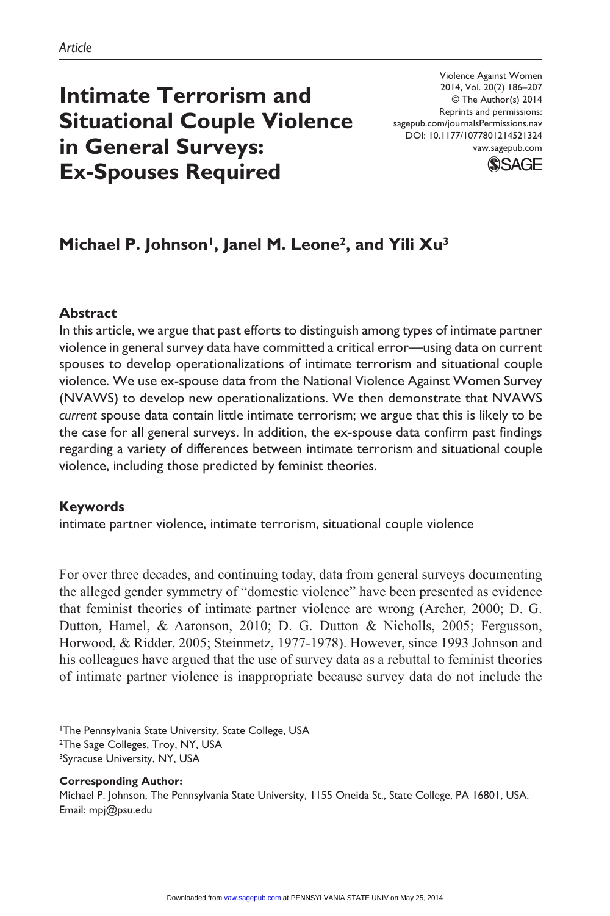Article

# Intimate Terrorism and Situational Couple Violence in General Surveys: Ex-Spouses Required

Michael P. Johnson[1], Janel M. Leone[2], and Yili Xu[3]

## Abstract

In this article, we argue that past efforts to distinguish among types of intimate partner violence in general survey data have committed a critical error—using data on current spouses to develop operationalizations of intimate terrorism and situational couple violence. We use ex-spouse data from the National Violence Against Women Survey (NVAWS) to develop new operationalizations. We then demonstrate that NVAWS *current* spouse data contain little intimate terrorism; we argue that this is likely to be the case for all general surveys. In addition, the ex-spouse data confirm past findings regarding a variety of differences between intimate terrorism and situational couple violence, including those predicted by feminist theories.

## Keywords

intimate partner violence, intimate terrorism, situational couple violence

For over three decades, and continuing today, data from general surveys documenting the alleged gender symmetry of "domestic violence" have been presented as evidence that feminist theories of intimate partner violence are wrong (Archer, 2000; D. G. Dutton, Hamel, & Aaronson, 2010; D. G. Dutton & Nicholls, 2005; Fergusson, Horwood, & Ridder, 2005; Steinmetz, 1977-1978). However, since 1993 Johnson and his colleagues have argued that the use of survey data as a rebuttal to feminist theories of intimate partner violence is inappropriate because survey data do not include the

[1]The Pennsylvania State University, State College, USA
[2]The Sage Colleges, Troy, NY, USA
[3]Syracuse University, NY, USA

**Corresponding Author:**
Michael P. Johnson, The Pennsylvania State University, 1155 Oneida St., State College, PA 16801, USA.
Email: mpj@psu.edu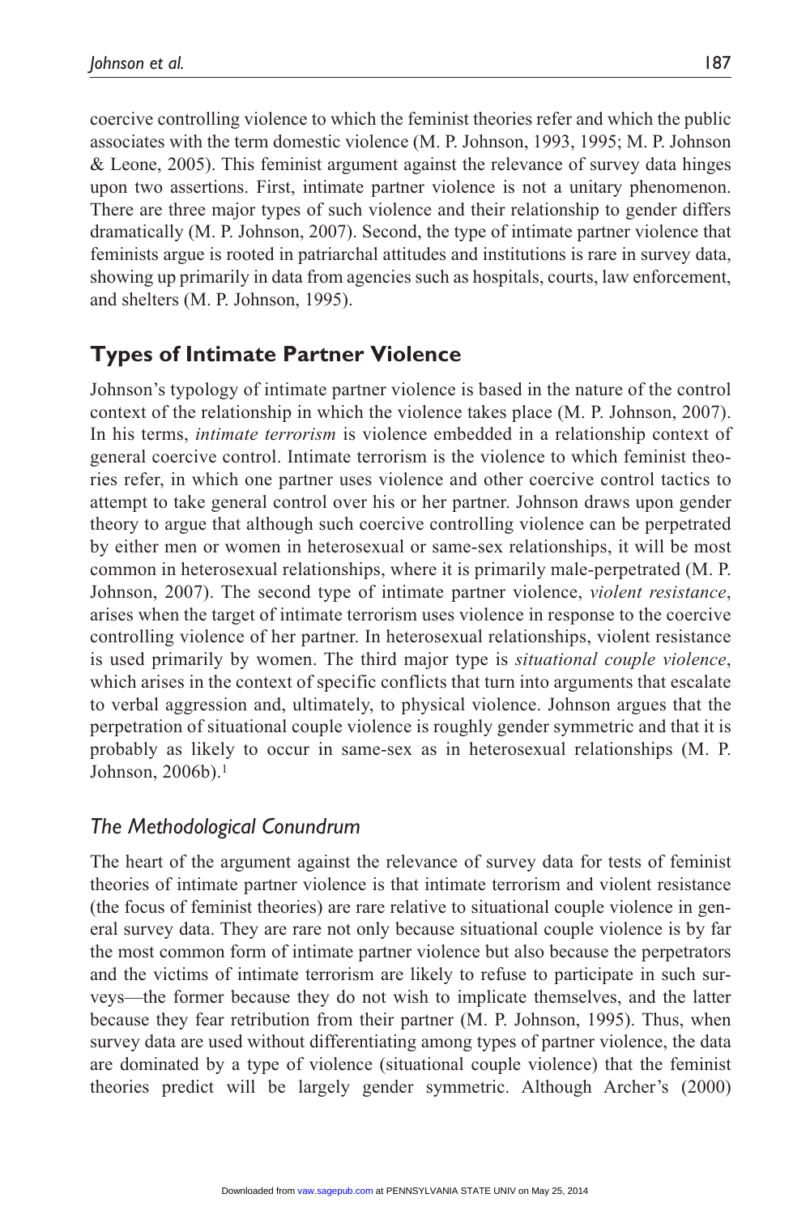coercive controlling violence to which the feminist theories refer and which the public associates with the term domestic violence (M. P. Johnson, 1993, 1995; M. P. Johnson & Leone, 2005). This feminist argument against the relevance of survey data hinges upon two assertions. First, intimate partner violence is not a unitary phenomenon. There are three major types of such violence and their relationship to gender differs dramatically (M. P. Johnson, 2007). Second, the type of intimate partner violence that feminists argue is rooted in patriarchal attitudes and institutions is rare in survey data, showing up primarily in data from agencies such as hospitals, courts, law enforcement, and shelters (M. P. Johnson, 1995).

## Types of Intimate Partner Violence

Johnson's typology of intimate partner violence is based in the nature of the control context of the relationship in which the violence takes place (M. P. Johnson, 2007). In his terms, *intimate terrorism* is violence embedded in a relationship context of general coercive control. Intimate terrorism is the violence to which feminist theories refer, in which one partner uses violence and other coercive control tactics to attempt to take general control over his or her partner. Johnson draws upon gender theory to argue that although such coercive controlling violence can be perpetrated by either men or women in heterosexual or same-sex relationships, it will be most common in heterosexual relationships, where it is primarily male-perpetrated (M. P. Johnson, 2007). The second type of intimate partner violence, *violent resistance*, arises when the target of intimate terrorism uses violence in response to the coercive controlling violence of her partner. In heterosexual relationships, violent resistance is used primarily by women. The third major type is *situational couple violence*, which arises in the context of specific conflicts that turn into arguments that escalate to verbal aggression and, ultimately, to physical violence. Johnson argues that the perpetration of situational couple violence is roughly gender symmetric and that it is probably as likely to occur in same-sex as in heterosexual relationships (M. P. Johnson, 2006b).[1]

### *The Methodological Conundrum*

The heart of the argument against the relevance of survey data for tests of feminist theories of intimate partner violence is that intimate terrorism and violent resistance (the focus of feminist theories) are rare relative to situational couple violence in general survey data. They are rare not only because situational couple violence is by far the most common form of intimate partner violence but also because the perpetrators and the victims of intimate terrorism are likely to refuse to participate in such surveys—the former because they do not wish to implicate themselves, and the latter because they fear retribution from their partner (M. P. Johnson, 1995). Thus, when survey data are used without differentiating among types of partner violence, the data are dominated by a type of violence (situational couple violence) that the feminist theories predict will be largely gender symmetric. Although Archer's (2000)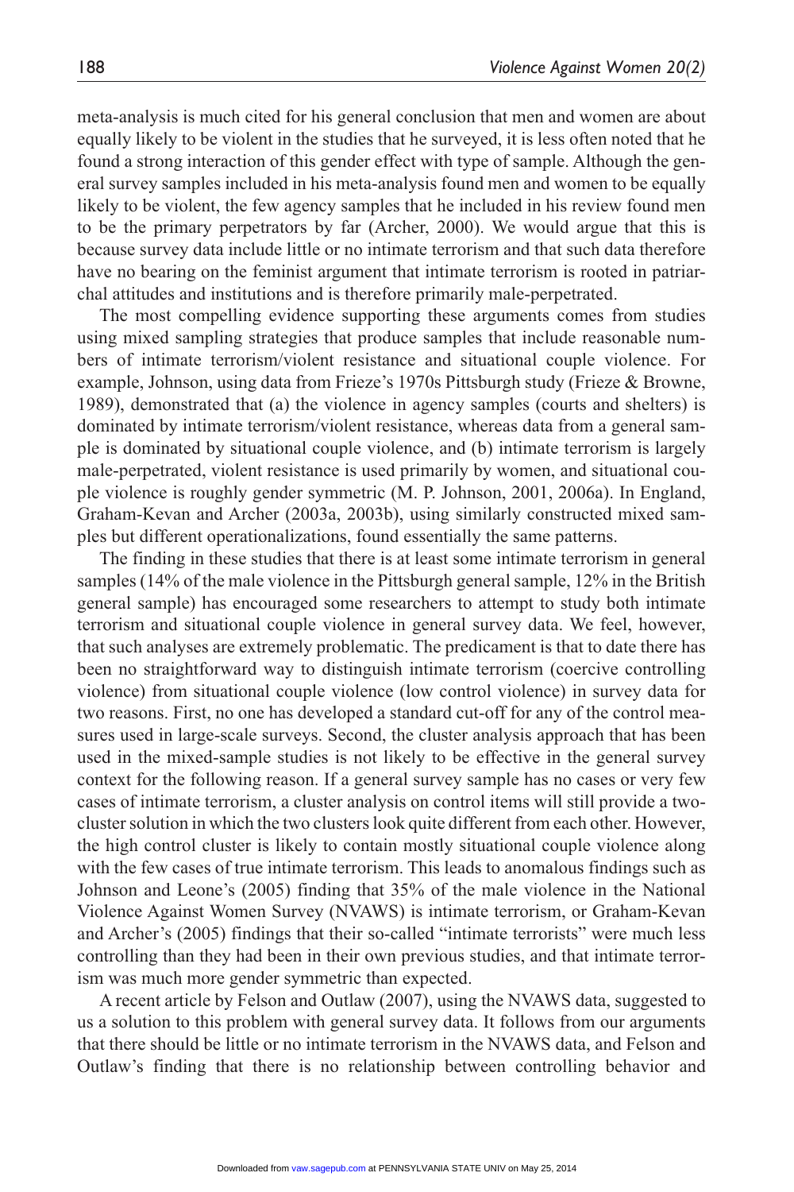meta-analysis is much cited for his general conclusion that men and women are about equally likely to be violent in the studies that he surveyed, it is less often noted that he found a strong interaction of this gender effect with type of sample. Although the general survey samples included in his meta-analysis found men and women to be equally likely to be violent, the few agency samples that he included in his review found men to be the primary perpetrators by far (Archer, 2000). We would argue that this is because survey data include little or no intimate terrorism and that such data therefore have no bearing on the feminist argument that intimate terrorism is rooted in patriarchal attitudes and institutions and is therefore primarily male-perpetrated.

The most compelling evidence supporting these arguments comes from studies using mixed sampling strategies that produce samples that include reasonable numbers of intimate terrorism/violent resistance and situational couple violence. For example, Johnson, using data from Frieze's 1970s Pittsburgh study (Frieze & Browne, 1989), demonstrated that (a) the violence in agency samples (courts and shelters) is dominated by intimate terrorism/violent resistance, whereas data from a general sample is dominated by situational couple violence, and (b) intimate terrorism is largely male-perpetrated, violent resistance is used primarily by women, and situational couple violence is roughly gender symmetric (M. P. Johnson, 2001, 2006a). In England, Graham-Kevan and Archer (2003a, 2003b), using similarly constructed mixed samples but different operationalizations, found essentially the same patterns.

The finding in these studies that there is at least some intimate terrorism in general samples (14% of the male violence in the Pittsburgh general sample, 12% in the British general sample) has encouraged some researchers to attempt to study both intimate terrorism and situational couple violence in general survey data. We feel, however, that such analyses are extremely problematic. The predicament is that to date there has been no straightforward way to distinguish intimate terrorism (coercive controlling violence) from situational couple violence (low control violence) in survey data for two reasons. First, no one has developed a standard cut-off for any of the control measures used in large-scale surveys. Second, the cluster analysis approach that has been used in the mixed-sample studies is not likely to be effective in the general survey context for the following reason. If a general survey sample has no cases or very few cases of intimate terrorism, a cluster analysis on control items will still provide a two-cluster solution in which the two clusters look quite different from each other. However, the high control cluster is likely to contain mostly situational couple violence along with the few cases of true intimate terrorism. This leads to anomalous findings such as Johnson and Leone's (2005) finding that 35% of the male violence in the National Violence Against Women Survey (NVAWS) is intimate terrorism, or Graham-Kevan and Archer's (2005) findings that their so-called "intimate terrorists" were much less controlling than they had been in their own previous studies, and that intimate terrorism was much more gender symmetric than expected.

A recent article by Felson and Outlaw (2007), using the NVAWS data, suggested to us a solution to this problem with general survey data. It follows from our arguments that there should be little or no intimate terrorism in the NVAWS data, and Felson and Outlaw's finding that there is no relationship between controlling behavior and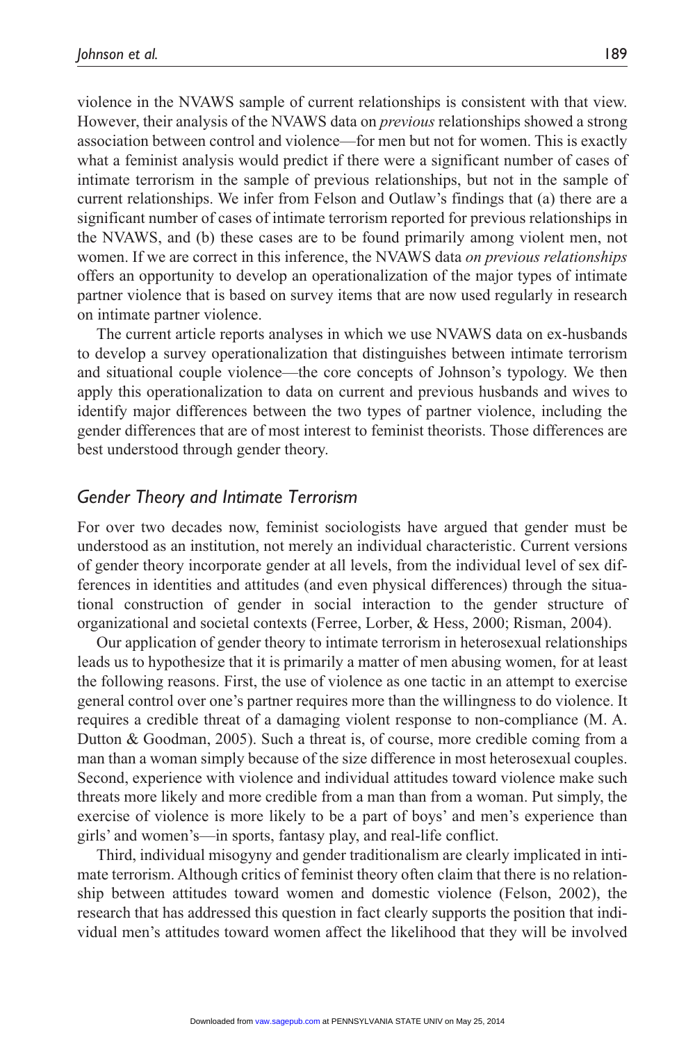violence in the NVAWS sample of current relationships is consistent with that view. However, their analysis of the NVAWS data on *previous* relationships showed a strong association between control and violence—for men but not for women. This is exactly what a feminist analysis would predict if there were a significant number of cases of intimate terrorism in the sample of previous relationships, but not in the sample of current relationships. We infer from Felson and Outlaw's findings that (a) there are a significant number of cases of intimate terrorism reported for previous relationships in the NVAWS, and (b) these cases are to be found primarily among violent men, not women. If we are correct in this inference, the NVAWS data *on previous relationships* offers an opportunity to develop an operationalization of the major types of intimate partner violence that is based on survey items that are now used regularly in research on intimate partner violence.

The current article reports analyses in which we use NVAWS data on ex-husbands to develop a survey operationalization that distinguishes between intimate terrorism and situational couple violence—the core concepts of Johnson's typology. We then apply this operationalization to data on current and previous husbands and wives to identify major differences between the two types of partner violence, including the gender differences that are of most interest to feminist theorists. Those differences are best understood through gender theory.

## *Gender Theory and Intimate Terrorism*

For over two decades now, feminist sociologists have argued that gender must be understood as an institution, not merely an individual characteristic. Current versions of gender theory incorporate gender at all levels, from the individual level of sex differences in identities and attitudes (and even physical differences) through the situational construction of gender in social interaction to the gender structure of organizational and societal contexts (Ferree, Lorber, & Hess, 2000; Risman, 2004).

Our application of gender theory to intimate terrorism in heterosexual relationships leads us to hypothesize that it is primarily a matter of men abusing women, for at least the following reasons. First, the use of violence as one tactic in an attempt to exercise general control over one's partner requires more than the willingness to do violence. It requires a credible threat of a damaging violent response to non-compliance (M. A. Dutton & Goodman, 2005). Such a threat is, of course, more credible coming from a man than a woman simply because of the size difference in most heterosexual couples. Second, experience with violence and individual attitudes toward violence make such threats more likely and more credible from a man than from a woman. Put simply, the exercise of violence is more likely to be a part of boys' and men's experience than girls' and women's—in sports, fantasy play, and real-life conflict.

Third, individual misogyny and gender traditionalism are clearly implicated in intimate terrorism. Although critics of feminist theory often claim that there is no relationship between attitudes toward women and domestic violence (Felson, 2002), the research that has addressed this question in fact clearly supports the position that individual men's attitudes toward women affect the likelihood that they will be involved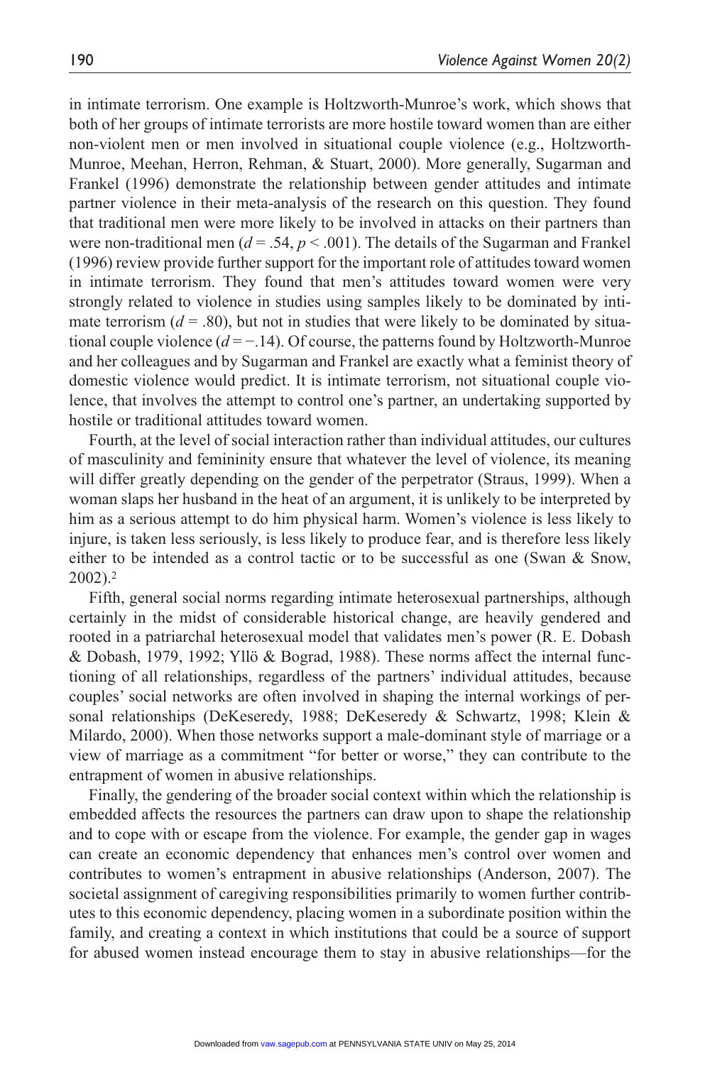in intimate terrorism. One example is Holtzworth-Munroe's work, which shows that both of her groups of intimate terrorists are more hostile toward women than are either non-violent men or men involved in situational couple violence (e.g., Holtzworth-Munroe, Meehan, Herron, Rehman, & Stuart, 2000). More generally, Sugarman and Frankel (1996) demonstrate the relationship between gender attitudes and intimate partner violence in their meta-analysis of the research on this question. They found that traditional men were more likely to be involved in attacks on their partners than were non-traditional men ($d = .54$, $p < .001$). The details of the Sugarman and Frankel (1996) review provide further support for the important role of attitudes toward women in intimate terrorism. They found that men's attitudes toward women were very strongly related to violence in studies using samples likely to be dominated by intimate terrorism ($d = .80$), but not in studies that were likely to be dominated by situational couple violence ($d = -.14$). Of course, the patterns found by Holtzworth-Munroe and her colleagues and by Sugarman and Frankel are exactly what a feminist theory of domestic violence would predict. It is intimate terrorism, not situational couple violence, that involves the attempt to control one's partner, an undertaking supported by hostile or traditional attitudes toward women.

Fourth, at the level of social interaction rather than individual attitudes, our cultures of masculinity and femininity ensure that whatever the level of violence, its meaning will differ greatly depending on the gender of the perpetrator (Straus, 1999). When a woman slaps her husband in the heat of an argument, it is unlikely to be interpreted by him as a serious attempt to do him physical harm. Women's violence is less likely to injure, is taken less seriously, is less likely to produce fear, and is therefore less likely either to be intended as a control tactic or to be successful as one (Swan & Snow, 2002).[2]

Fifth, general social norms regarding intimate heterosexual partnerships, although certainly in the midst of considerable historical change, are heavily gendered and rooted in a patriarchal heterosexual model that validates men's power (R. E. Dobash & Dobash, 1979, 1992; Yllö & Bograd, 1988). These norms affect the internal functioning of all relationships, regardless of the partners' individual attitudes, because couples' social networks are often involved in shaping the internal workings of personal relationships (DeKeseredy, 1988; DeKeseredy & Schwartz, 1998; Klein & Milardo, 2000). When those networks support a male-dominant style of marriage or a view of marriage as a commitment "for better or worse," they can contribute to the entrapment of women in abusive relationships.

Finally, the gendering of the broader social context within which the relationship is embedded affects the resources the partners can draw upon to shape the relationship and to cope with or escape from the violence. For example, the gender gap in wages can create an economic dependency that enhances men's control over women and contributes to women's entrapment in abusive relationships (Anderson, 2007). The societal assignment of caregiving responsibilities primarily to women further contributes to this economic dependency, placing women in a subordinate position within the family, and creating a context in which institutions that could be a source of support for abused women instead encourage them to stay in abusive relationships—for the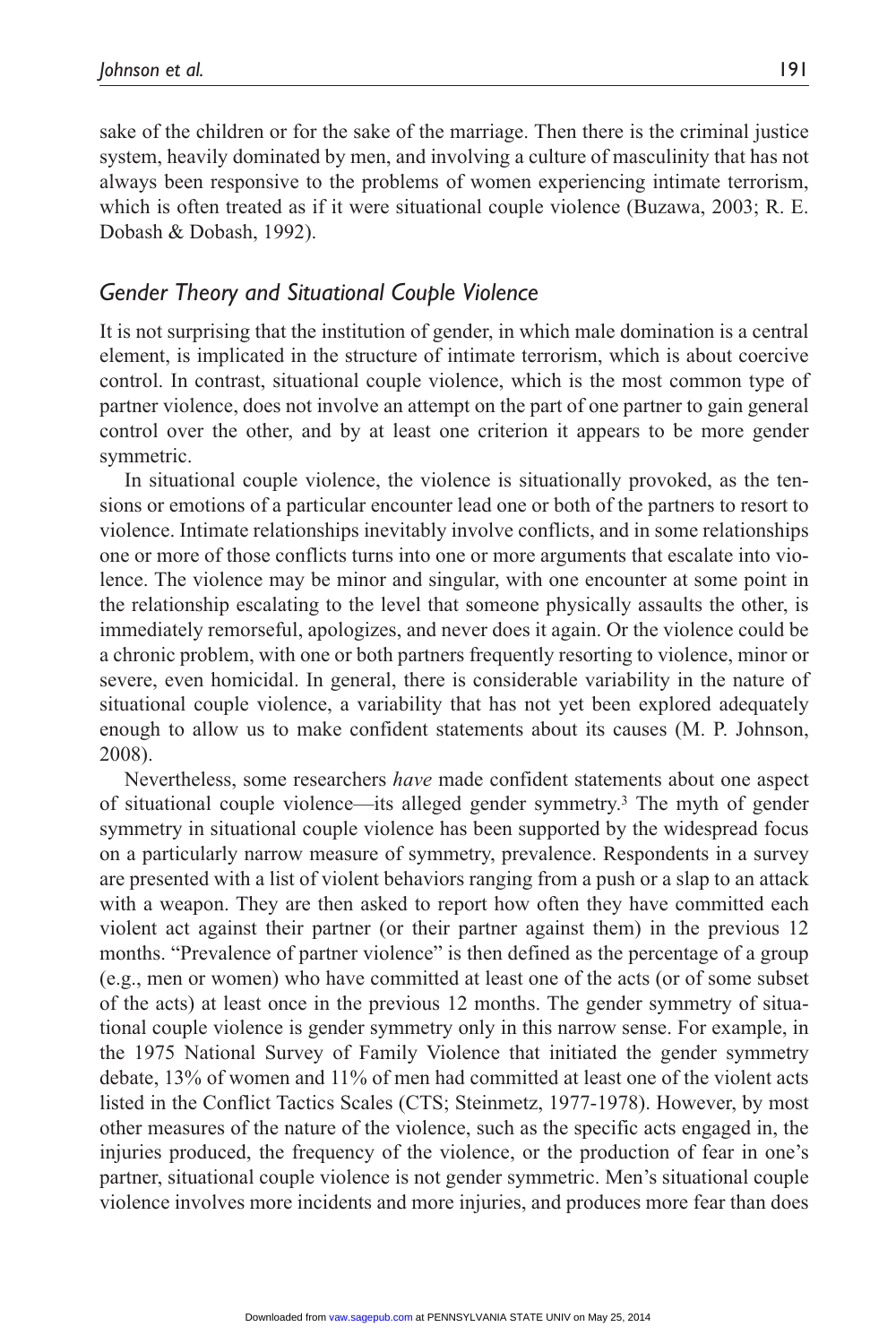sake of the children or for the sake of the marriage. Then there is the criminal justice system, heavily dominated by men, and involving a culture of masculinity that has not always been responsive to the problems of women experiencing intimate terrorism, which is often treated as if it were situational couple violence (Buzawa, 2003; R. E. Dobash & Dobash, 1992).

## *Gender Theory and Situational Couple Violence*

It is not surprising that the institution of gender, in which male domination is a central element, is implicated in the structure of intimate terrorism, which is about coercive control. In contrast, situational couple violence, which is the most common type of partner violence, does not involve an attempt on the part of one partner to gain general control over the other, and by at least one criterion it appears to be more gender symmetric.

In situational couple violence, the violence is situationally provoked, as the tensions or emotions of a particular encounter lead one or both of the partners to resort to violence. Intimate relationships inevitably involve conflicts, and in some relationships one or more of those conflicts turns into one or more arguments that escalate into violence. The violence may be minor and singular, with one encounter at some point in the relationship escalating to the level that someone physically assaults the other, is immediately remorseful, apologizes, and never does it again. Or the violence could be a chronic problem, with one or both partners frequently resorting to violence, minor or severe, even homicidal. In general, there is considerable variability in the nature of situational couple violence, a variability that has not yet been explored adequately enough to allow us to make confident statements about its causes (M. P. Johnson, 2008).

Nevertheless, some researchers *have* made confident statements about one aspect of situational couple violence—its alleged gender symmetry.[3] The myth of gender symmetry in situational couple violence has been supported by the widespread focus on a particularly narrow measure of symmetry, prevalence. Respondents in a survey are presented with a list of violent behaviors ranging from a push or a slap to an attack with a weapon. They are then asked to report how often they have committed each violent act against their partner (or their partner against them) in the previous 12 months. "Prevalence of partner violence" is then defined as the percentage of a group (e.g., men or women) who have committed at least one of the acts (or of some subset of the acts) at least once in the previous 12 months. The gender symmetry of situational couple violence is gender symmetry only in this narrow sense. For example, in the 1975 National Survey of Family Violence that initiated the gender symmetry debate, 13% of women and 11% of men had committed at least one of the violent acts listed in the Conflict Tactics Scales (CTS; Steinmetz, 1977-1978). However, by most other measures of the nature of the violence, such as the specific acts engaged in, the injuries produced, the frequency of the violence, or the production of fear in one's partner, situational couple violence is not gender symmetric. Men's situational couple violence involves more incidents and more injuries, and produces more fear than does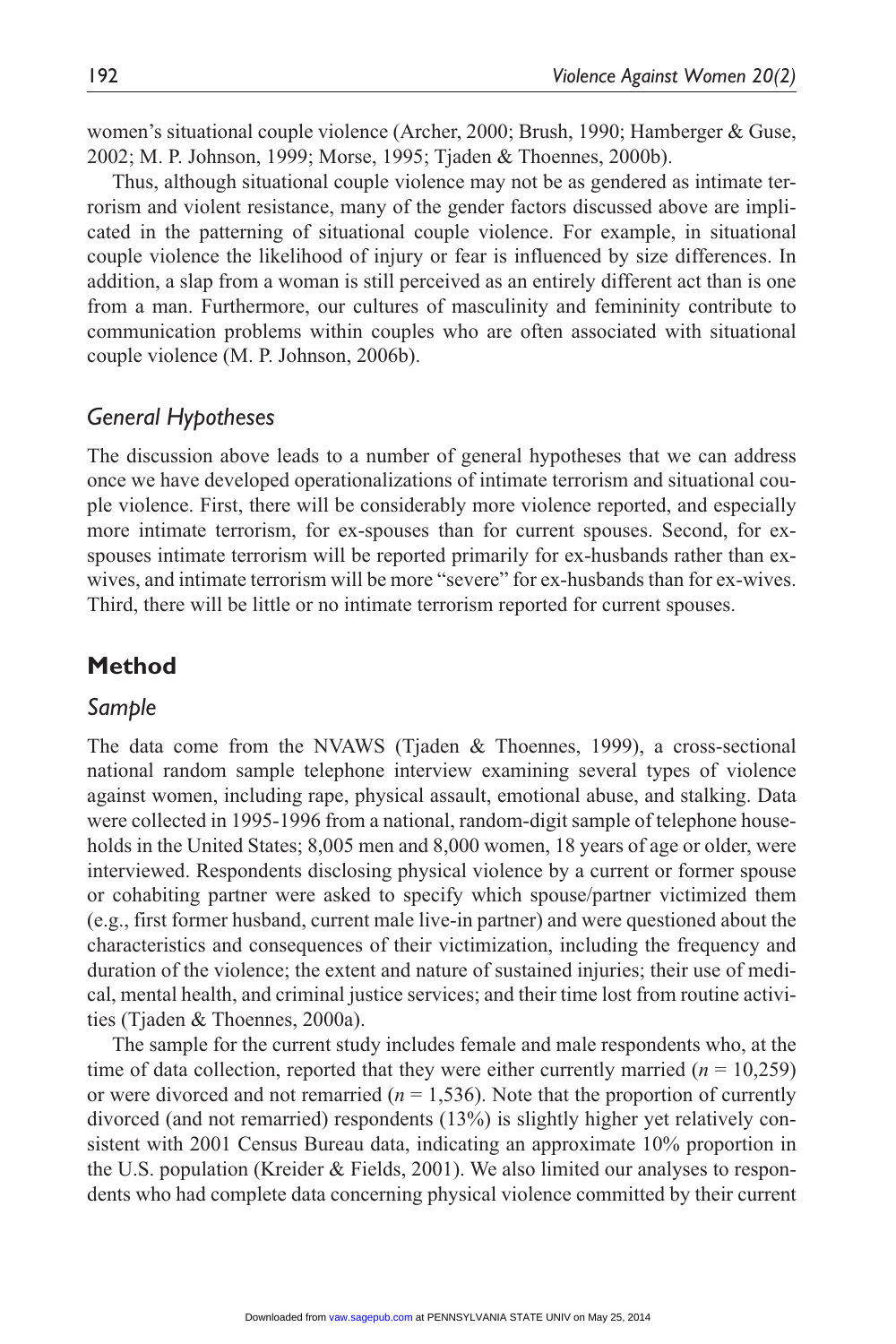women's situational couple violence (Archer, 2000; Brush, 1990; Hamberger & Guse, 2002; M. P. Johnson, 1999; Morse, 1995; Tjaden & Thoennes, 2000b).

Thus, although situational couple violence may not be as gendered as intimate terrorism and violent resistance, many of the gender factors discussed above are implicated in the patterning of situational couple violence. For example, in situational couple violence the likelihood of injury or fear is influenced by size differences. In addition, a slap from a woman is still perceived as an entirely different act than is one from a man. Furthermore, our cultures of masculinity and femininity contribute to communication problems within couples who are often associated with situational couple violence (M. P. Johnson, 2006b).

### *General Hypotheses*

The discussion above leads to a number of general hypotheses that we can address once we have developed operationalizations of intimate terrorism and situational couple violence. First, there will be considerably more violence reported, and especially more intimate terrorism, for ex-spouses than for current spouses. Second, for ex-spouses intimate terrorism will be reported primarily for ex-husbands rather than ex-wives, and intimate terrorism will be more "severe" for ex-husbands than for ex-wives. Third, there will be little or no intimate terrorism reported for current spouses.

## Method

### *Sample*

The data come from the NVAWS (Tjaden & Thoennes, 1999), a cross-sectional national random sample telephone interview examining several types of violence against women, including rape, physical assault, emotional abuse, and stalking. Data were collected in 1995-1996 from a national, random-digit sample of telephone households in the United States; 8,005 men and 8,000 women, 18 years of age or older, were interviewed. Respondents disclosing physical violence by a current or former spouse or cohabiting partner were asked to specify which spouse/partner victimized them (e.g., first former husband, current male live-in partner) and were questioned about the characteristics and consequences of their victimization, including the frequency and duration of the violence; the extent and nature of sustained injuries; their use of medical, mental health, and criminal justice services; and their time lost from routine activities (Tjaden & Thoennes, 2000a).

The sample for the current study includes female and male respondents who, at the time of data collection, reported that they were either currently married ($n$ = 10,259) or were divorced and not remarried ($n$ = 1,536). Note that the proportion of currently divorced (and not remarried) respondents (13%) is slightly higher yet relatively consistent with 2001 Census Bureau data, indicating an approximate 10% proportion in the U.S. population (Kreider & Fields, 2001). We also limited our analyses to respondents who had complete data concerning physical violence committed by their current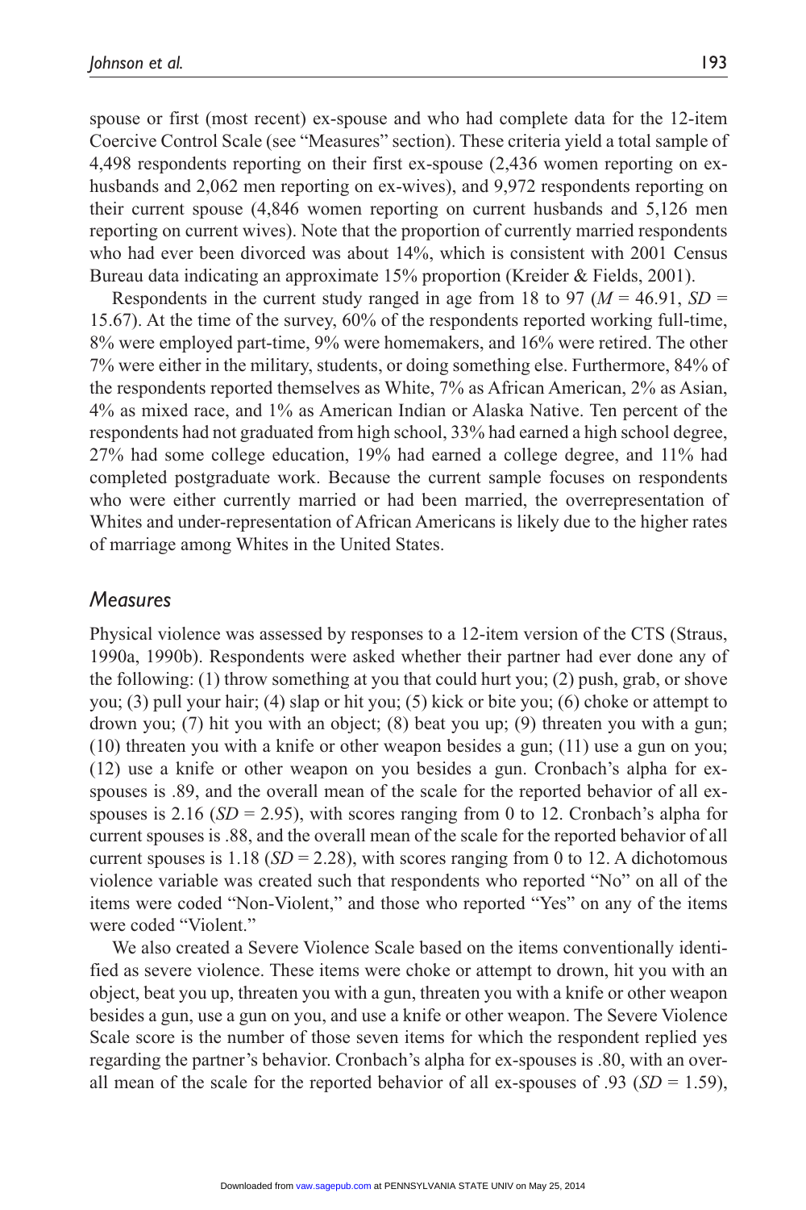spouse or first (most recent) ex-spouse and who had complete data for the 12-item Coercive Control Scale (see "Measures" section). These criteria yield a total sample of 4,498 respondents reporting on their first ex-spouse (2,436 women reporting on ex-husbands and 2,062 men reporting on ex-wives), and 9,972 respondents reporting on their current spouse (4,846 women reporting on current husbands and 5,126 men reporting on current wives). Note that the proportion of currently married respondents who had ever been divorced was about 14%, which is consistent with 2001 Census Bureau data indicating an approximate 15% proportion (Kreider & Fields, 2001).

Respondents in the current study ranged in age from 18 to 97 ($M = 46.91$, $SD = 15.67$). At the time of the survey, 60% of the respondents reported working full-time, 8% were employed part-time, 9% were homemakers, and 16% were retired. The other 7% were either in the military, students, or doing something else. Furthermore, 84% of the respondents reported themselves as White, 7% as African American, 2% as Asian, 4% as mixed race, and 1% as American Indian or Alaska Native. Ten percent of the respondents had not graduated from high school, 33% had earned a high school degree, 27% had some college education, 19% had earned a college degree, and 11% had completed postgraduate work. Because the current sample focuses on respondents who were either currently married or had been married, the overrepresentation of Whites and under-representation of African Americans is likely due to the higher rates of marriage among Whites in the United States.

## *Measures*

Physical violence was assessed by responses to a 12-item version of the CTS (Straus, 1990a, 1990b). Respondents were asked whether their partner had ever done any of the following: (1) throw something at you that could hurt you; (2) push, grab, or shove you; (3) pull your hair; (4) slap or hit you; (5) kick or bite you; (6) choke or attempt to drown you; (7) hit you with an object; (8) beat you up; (9) threaten you with a gun; (10) threaten you with a knife or other weapon besides a gun; (11) use a gun on you; (12) use a knife or other weapon on you besides a gun. Cronbach's alpha for ex-spouses is .89, and the overall mean of the scale for the reported behavior of all ex-spouses is 2.16 ($SD = 2.95$), with scores ranging from 0 to 12. Cronbach's alpha for current spouses is .88, and the overall mean of the scale for the reported behavior of all current spouses is 1.18 ($SD = 2.28$), with scores ranging from 0 to 12. A dichotomous violence variable was created such that respondents who reported "No" on all of the items were coded "Non-Violent," and those who reported "Yes" on any of the items were coded "Violent."

We also created a Severe Violence Scale based on the items conventionally identified as severe violence. These items were choke or attempt to drown, hit you with an object, beat you up, threaten you with a gun, threaten you with a knife or other weapon besides a gun, use a gun on you, and use a knife or other weapon. The Severe Violence Scale score is the number of those seven items for which the respondent replied yes regarding the partner's behavior. Cronbach's alpha for ex-spouses is .80, with an overall mean of the scale for the reported behavior of all ex-spouses of .93 ($SD = 1.59$),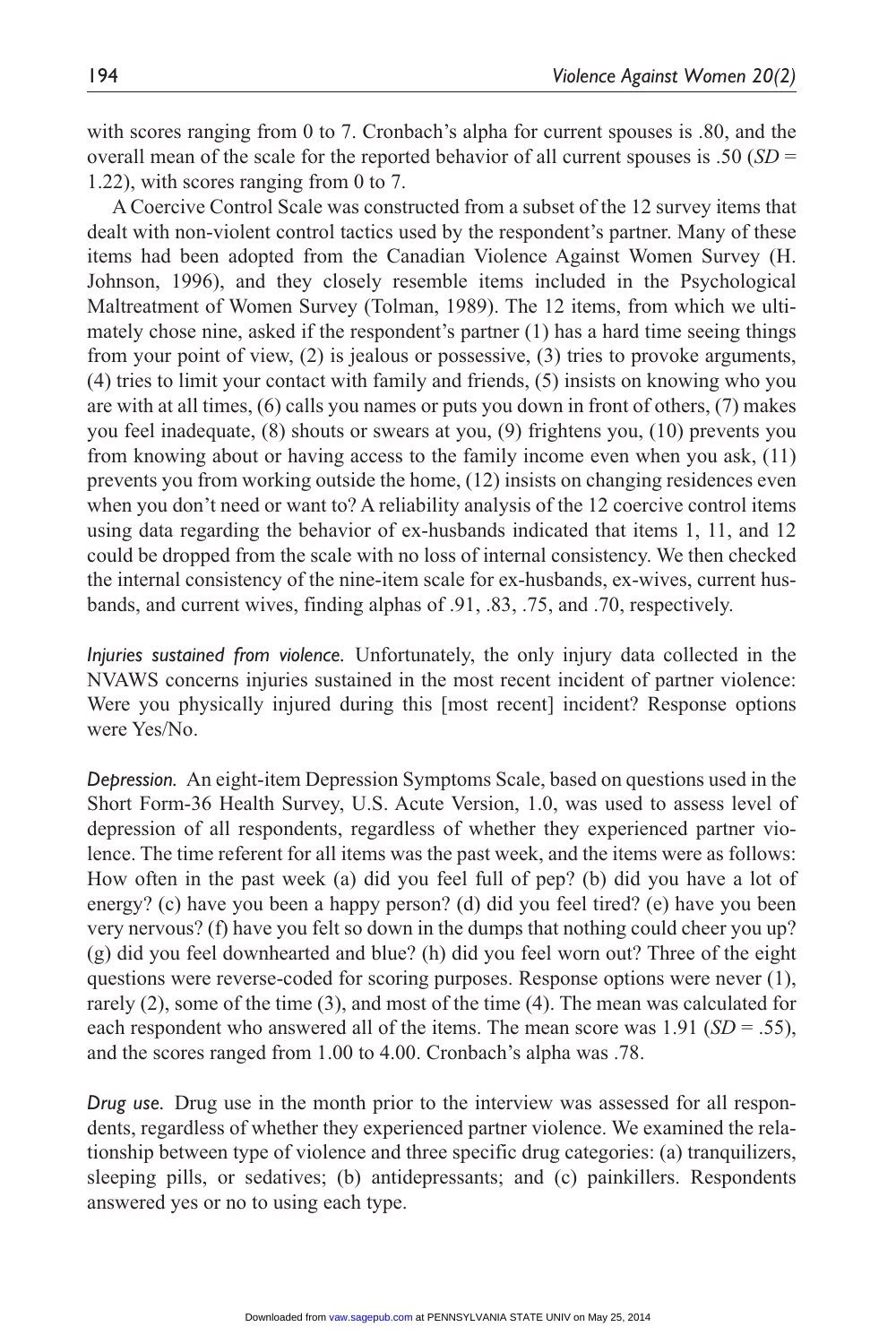with scores ranging from 0 to 7. Cronbach's alpha for current spouses is .80, and the overall mean of the scale for the reported behavior of all current spouses is .50 (*SD* = 1.22), with scores ranging from 0 to 7.

A Coercive Control Scale was constructed from a subset of the 12 survey items that dealt with non-violent control tactics used by the respondent's partner. Many of these items had been adopted from the Canadian Violence Against Women Survey (H. Johnson, 1996), and they closely resemble items included in the Psychological Maltreatment of Women Survey (Tolman, 1989). The 12 items, from which we ultimately chose nine, asked if the respondent's partner (1) has a hard time seeing things from your point of view, (2) is jealous or possessive, (3) tries to provoke arguments, (4) tries to limit your contact with family and friends, (5) insists on knowing who you are with at all times, (6) calls you names or puts you down in front of others, (7) makes you feel inadequate, (8) shouts or swears at you, (9) frightens you, (10) prevents you from knowing about or having access to the family income even when you ask, (11) prevents you from working outside the home, (12) insists on changing residences even when you don't need or want to? A reliability analysis of the 12 coercive control items using data regarding the behavior of ex-husbands indicated that items 1, 11, and 12 could be dropped from the scale with no loss of internal consistency. We then checked the internal consistency of the nine-item scale for ex-husbands, ex-wives, current husbands, and current wives, finding alphas of .91, .83, .75, and .70, respectively.

*Injuries sustained from violence.* Unfortunately, the only injury data collected in the NVAWS concerns injuries sustained in the most recent incident of partner violence: Were you physically injured during this [most recent] incident? Response options were Yes/No.

*Depression.* An eight-item Depression Symptoms Scale, based on questions used in the Short Form-36 Health Survey, U.S. Acute Version, 1.0, was used to assess level of depression of all respondents, regardless of whether they experienced partner violence. The time referent for all items was the past week, and the items were as follows: How often in the past week (a) did you feel full of pep? (b) did you have a lot of energy? (c) have you been a happy person? (d) did you feel tired? (e) have you been very nervous? (f) have you felt so down in the dumps that nothing could cheer you up? (g) did you feel downhearted and blue? (h) did you feel worn out? Three of the eight questions were reverse-coded for scoring purposes. Response options were never (1), rarely (2), some of the time (3), and most of the time (4). The mean was calculated for each respondent who answered all of the items. The mean score was 1.91 (*SD* = .55), and the scores ranged from 1.00 to 4.00. Cronbach's alpha was .78.

*Drug use.* Drug use in the month prior to the interview was assessed for all respondents, regardless of whether they experienced partner violence. We examined the relationship between type of violence and three specific drug categories: (a) tranquilizers, sleeping pills, or sedatives; (b) antidepressants; and (c) painkillers. Respondents answered yes or no to using each type.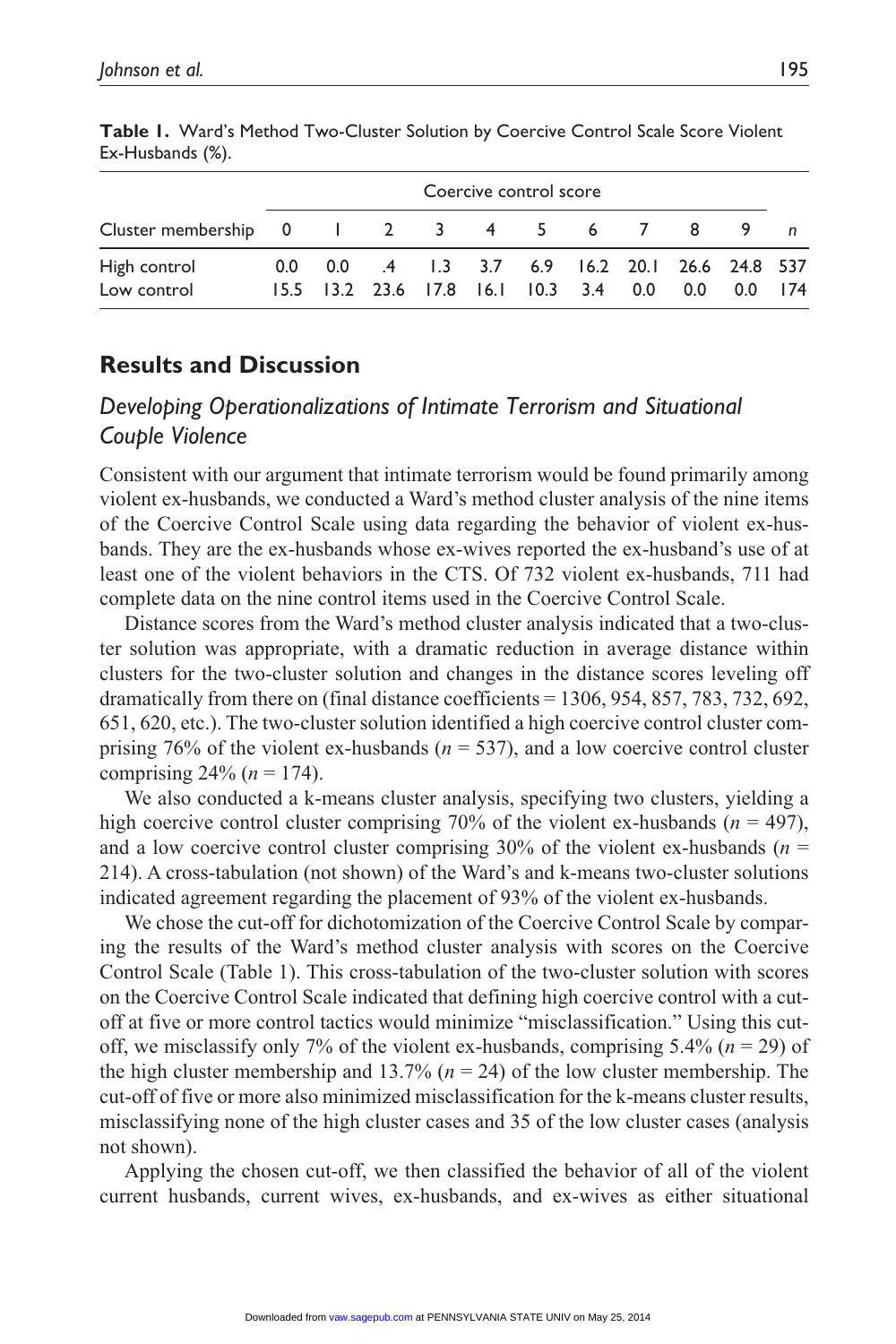**Table 1.** Ward's Method Two-Cluster Solution by Coercive Control Scale Score Violent Ex-Husbands (%).

| | Coercive control score | | | | | | | | | | |
|---|---|---|---|---|---|---|---|---|---|---|---|
| Cluster membership | 0 | 1 | 2 | 3 | 4 | 5 | 6 | 7 | 8 | 9 | *n* |
| High control | 0.0 | 0.0 | .4 | 1.3 | 3.7 | 6.9 | 16.2 | 20.1 | 26.6 | 24.8 | 537 |
| Low control | 15.5 | 13.2 | 23.6 | 17.8 | 16.1 | 10.3 | 3.4 | 0.0 | 0.0 | 0.0 | 174 |

## Results and Discussion

### *Developing Operationalizations of Intimate Terrorism and Situational Couple Violence*

Consistent with our argument that intimate terrorism would be found primarily among violent ex-husbands, we conducted a Ward's method cluster analysis of the nine items of the Coercive Control Scale using data regarding the behavior of violent ex-husbands. They are the ex-husbands whose ex-wives reported the ex-husband's use of at least one of the violent behaviors in the CTS. Of 732 violent ex-husbands, 711 had complete data on the nine control items used in the Coercive Control Scale.

Distance scores from the Ward's method cluster analysis indicated that a two-cluster solution was appropriate, with a dramatic reduction in average distance within clusters for the two-cluster solution and changes in the distance scores leveling off dramatically from there on (final distance coefficients = 1306, 954, 857, 783, 732, 692, 651, 620, etc.). The two-cluster solution identified a high coercive control cluster comprising 76% of the violent ex-husbands ($n$ = 537), and a low coercive control cluster comprising 24% ($n$ = 174).

We also conducted a k-means cluster analysis, specifying two clusters, yielding a high coercive control cluster comprising 70% of the violent ex-husbands ($n$ = 497), and a low coercive control cluster comprising 30% of the violent ex-husbands ($n$ = 214). A cross-tabulation (not shown) of the Ward's and k-means two-cluster solutions indicated agreement regarding the placement of 93% of the violent ex-husbands.

We chose the cut-off for dichotomization of the Coercive Control Scale by comparing the results of the Ward's method cluster analysis with scores on the Coercive Control Scale (Table 1). This cross-tabulation of the two-cluster solution with scores on the Coercive Control Scale indicated that defining high coercive control with a cut-off at five or more control tactics would minimize "misclassification." Using this cut-off, we misclassify only 7% of the violent ex-husbands, comprising 5.4% ($n$ = 29) of the high cluster membership and 13.7% ($n$ = 24) of the low cluster membership. The cut-off of five or more also minimized misclassification for the k-means cluster results, misclassifying none of the high cluster cases and 35 of the low cluster cases (analysis not shown).

Applying the chosen cut-off, we then classified the behavior of all of the violent current husbands, current wives, ex-husbands, and ex-wives as either situational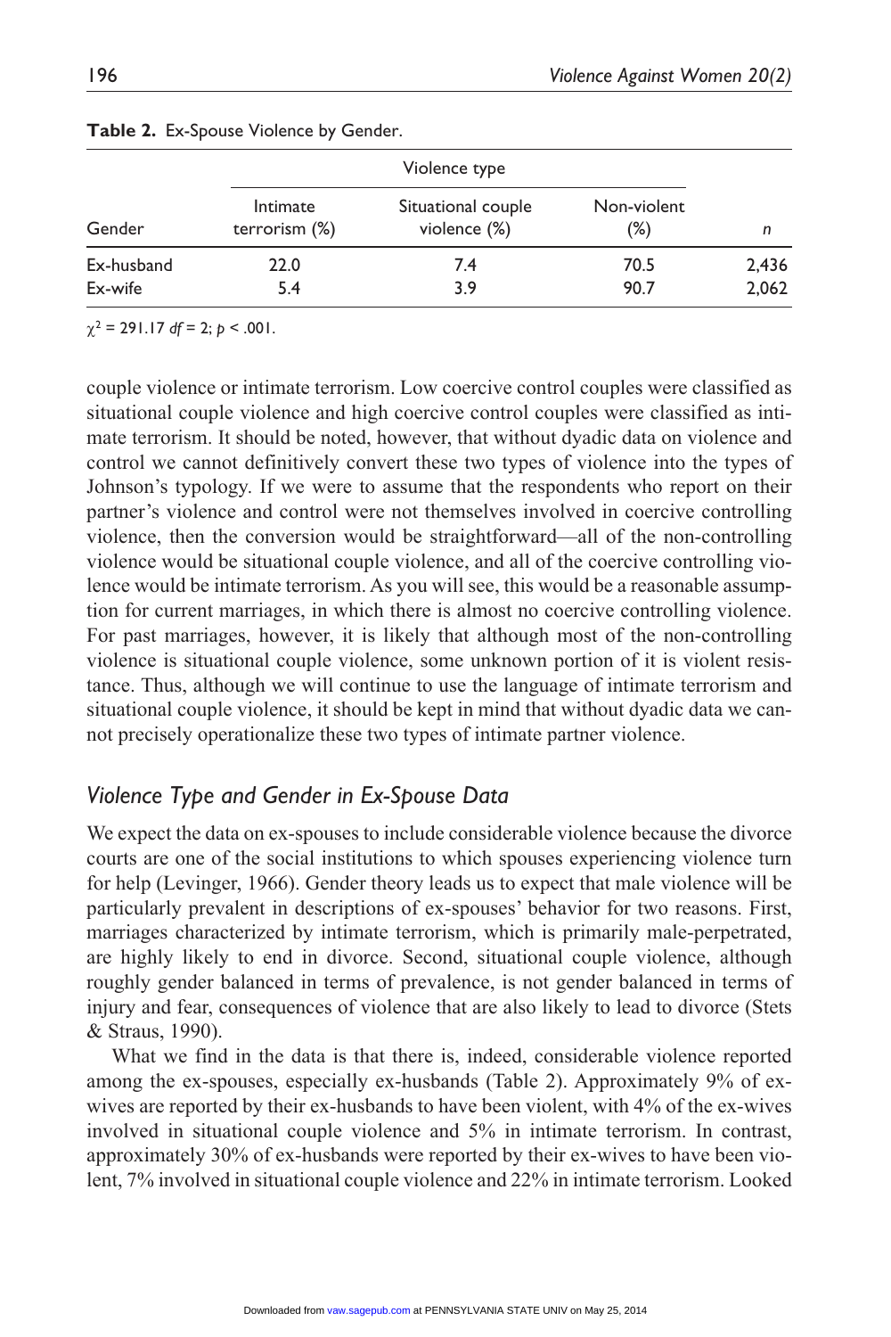**Table 2.** Ex-Spouse Violence by Gender.

| | Violence type | | | |
|---|---|---|---|---|
| Gender | Intimate terrorism (%) | Situational couple violence (%) | Non-violent (%) | *n* |
| Ex-husband | 22.0 | 7.4 | 70.5 | 2,436 |
| Ex-wife | 5.4 | 3.9 | 90.7 | 2,062 |

$\chi^2 = 291.17$ $df = 2$; $p < .001$.

couple violence or intimate terrorism. Low coercive control couples were classified as situational couple violence and high coercive control couples were classified as intimate terrorism. It should be noted, however, that without dyadic data on violence and control we cannot definitively convert these two types of violence into the types of Johnson's typology. If we were to assume that the respondents who report on their partner's violence and control were not themselves involved in coercive controlling violence, then the conversion would be straightforward—all of the non-controlling violence would be situational couple violence, and all of the coercive controlling violence would be intimate terrorism. As you will see, this would be a reasonable assumption for current marriages, in which there is almost no coercive controlling violence. For past marriages, however, it is likely that although most of the non-controlling violence is situational couple violence, some unknown portion of it is violent resistance. Thus, although we will continue to use the language of intimate terrorism and situational couple violence, it should be kept in mind that without dyadic data we cannot precisely operationalize these two types of intimate partner violence.

### *Violence Type and Gender in Ex-Spouse Data*

We expect the data on ex-spouses to include considerable violence because the divorce courts are one of the social institutions to which spouses experiencing violence turn for help (Levinger, 1966). Gender theory leads us to expect that male violence will be particularly prevalent in descriptions of ex-spouses' behavior for two reasons. First, marriages characterized by intimate terrorism, which is primarily male-perpetrated, are highly likely to end in divorce. Second, situational couple violence, although roughly gender balanced in terms of prevalence, is not gender balanced in terms of injury and fear, consequences of violence that are also likely to lead to divorce (Stets & Straus, 1990).

What we find in the data is that there is, indeed, considerable violence reported among the ex-spouses, especially ex-husbands (Table 2). Approximately 9% of ex-wives are reported by their ex-husbands to have been violent, with 4% of the ex-wives involved in situational couple violence and 5% in intimate terrorism. In contrast, approximately 30% of ex-husbands were reported by their ex-wives to have been violent, 7% involved in situational couple violence and 22% in intimate terrorism. Looked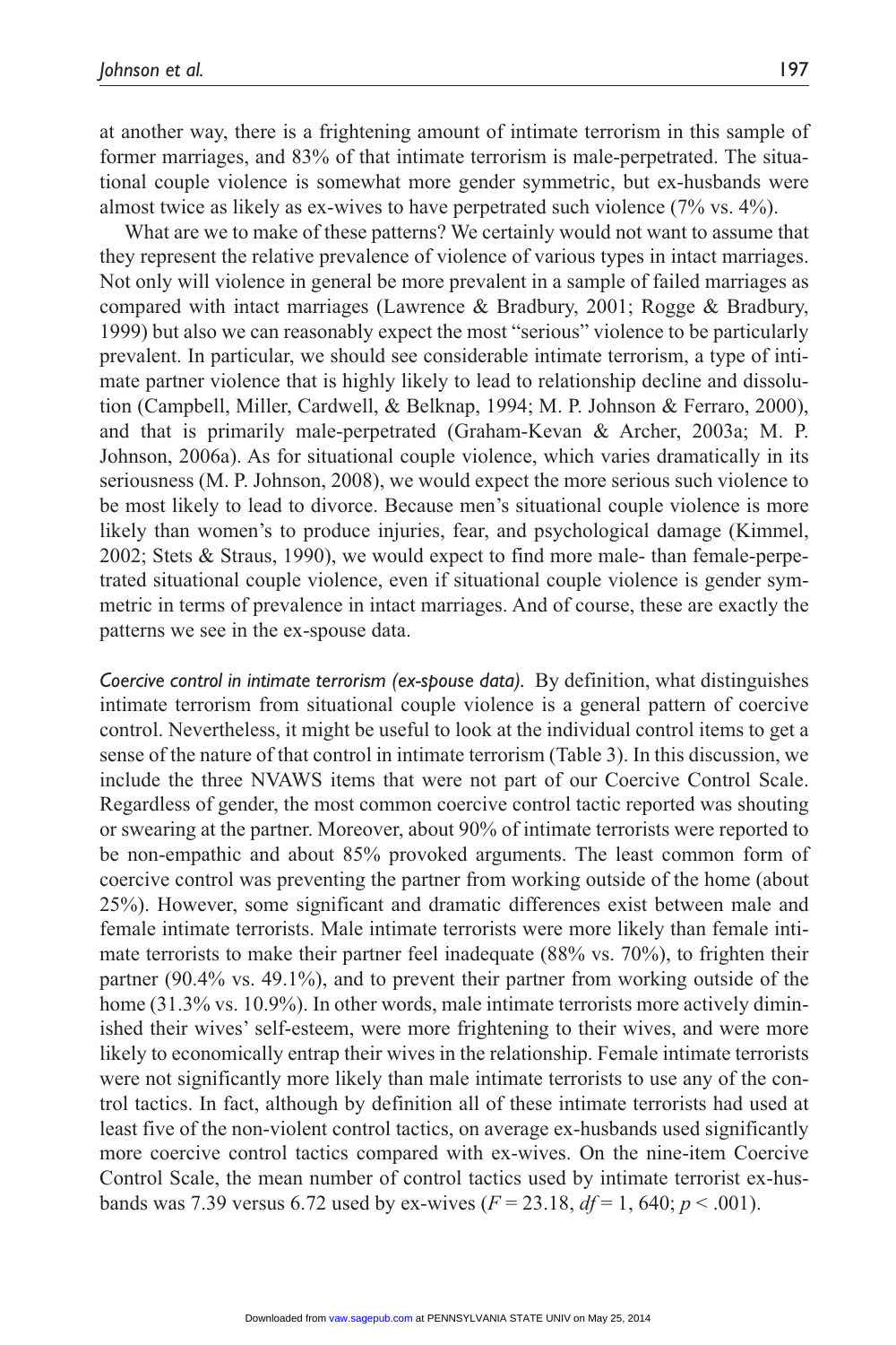at another way, there is a frightening amount of intimate terrorism in this sample of former marriages, and 83% of that intimate terrorism is male-perpetrated. The situational couple violence is somewhat more gender symmetric, but ex-husbands were almost twice as likely as ex-wives to have perpetrated such violence (7% vs. 4%).

What are we to make of these patterns? We certainly would not want to assume that they represent the relative prevalence of violence of various types in intact marriages. Not only will violence in general be more prevalent in a sample of failed marriages as compared with intact marriages (Lawrence & Bradbury, 2001; Rogge & Bradbury, 1999) but also we can reasonably expect the most "serious" violence to be particularly prevalent. In particular, we should see considerable intimate terrorism, a type of intimate partner violence that is highly likely to lead to relationship decline and dissolution (Campbell, Miller, Cardwell, & Belknap, 1994; M. P. Johnson & Ferraro, 2000), and that is primarily male-perpetrated (Graham-Kevan & Archer, 2003a; M. P. Johnson, 2006a). As for situational couple violence, which varies dramatically in its seriousness (M. P. Johnson, 2008), we would expect the more serious such violence to be most likely to lead to divorce. Because men's situational couple violence is more likely than women's to produce injuries, fear, and psychological damage (Kimmel, 2002; Stets & Straus, 1990), we would expect to find more male- than female-perpetrated situational couple violence, even if situational couple violence is gender symmetric in terms of prevalence in intact marriages. And of course, these are exactly the patterns we see in the ex-spouse data.

*Coercive control in intimate terrorism (ex-spouse data).* By definition, what distinguishes intimate terrorism from situational couple violence is a general pattern of coercive control. Nevertheless, it might be useful to look at the individual control items to get a sense of the nature of that control in intimate terrorism (Table 3). In this discussion, we include the three NVAWS items that were not part of our Coercive Control Scale. Regardless of gender, the most common coercive control tactic reported was shouting or swearing at the partner. Moreover, about 90% of intimate terrorists were reported to be non-empathic and about 85% provoked arguments. The least common form of coercive control was preventing the partner from working outside of the home (about 25%). However, some significant and dramatic differences exist between male and female intimate terrorists. Male intimate terrorists were more likely than female intimate terrorists to make their partner feel inadequate (88% vs. 70%), to frighten their partner (90.4% vs. 49.1%), and to prevent their partner from working outside of the home (31.3% vs. 10.9%). In other words, male intimate terrorists more actively diminished their wives' self-esteem, were more frightening to their wives, and were more likely to economically entrap their wives in the relationship. Female intimate terrorists were not significantly more likely than male intimate terrorists to use any of the control tactics. In fact, although by definition all of these intimate terrorists had used at least five of the non-violent control tactics, on average ex-husbands used significantly more coercive control tactics compared with ex-wives. On the nine-item Coercive Control Scale, the mean number of control tactics used by intimate terrorist ex-husbands was 7.39 versus 6.72 used by ex-wives ($F = 23.18$, $df = 1, 640$; $p < .001$).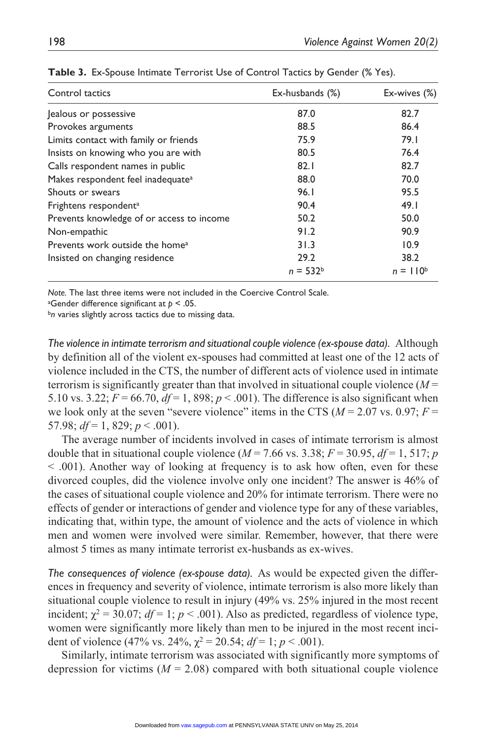**Table 3.** Ex-Spouse Intimate Terrorist Use of Control Tactics by Gender (% Yes).

| Control tactics | Ex-husbands (%) | Ex-wives (%) |
|---|---|---|
| Jealous or possessive | 87.0 | 82.7 |
| Provokes arguments | 88.5 | 86.4 |
| Limits contact with family or friends | 75.9 | 79.1 |
| Insists on knowing who you are with | 80.5 | 76.4 |
| Calls respondent names in public | 82.1 | 82.7 |
| Makes respondent feel inadequate[a] | 88.0 | 70.0 |
| Shouts or swears | 96.1 | 95.5 |
| Frightens respondent[a] | 90.4 | 49.1 |
| Prevents knowledge of or access to income | 50.2 | 50.0 |
| Non-empathic | 91.2 | 90.9 |
| Prevents work outside the home[a] | 31.3 | 10.9 |
| Insisted on changing residence | 29.2 | 38.2 |
| | $n$ = 532[b] | $n$ = 110[b] |

*Note.* The last three items were not included in the Coercive Control Scale.
[a]Gender difference significant at $p < .05$.
[b]$n$ varies slightly across tactics due to missing data.

*The violence in intimate terrorism and situational couple violence (ex-spouse data).* Although by definition all of the violent ex-spouses had committed at least one of the 12 acts of violence included in the CTS, the number of different acts of violence used in intimate terrorism is significantly greater than that involved in situational couple violence ($M$ = 5.10 vs. 3.22; $F$ = 66.70, $df$ = 1, 898; $p < .001$). The difference is also significant when we look only at the seven "severe violence" items in the CTS ($M$ = 2.07 vs. 0.97; $F$ = 57.98; $df$ = 1, 829; $p < .001$).

The average number of incidents involved in cases of intimate terrorism is almost double that in situational couple violence ($M$ = 7.66 vs. 3.38; $F$ = 30.95, $df$ = 1, 517; $p < .001$). Another way of looking at frequency is to ask how often, even for these divorced couples, did the violence involve only one incident? The answer is 46% of the cases of situational couple violence and 20% for intimate terrorism. There were no effects of gender or interactions of gender and violence type for any of these variables, indicating that, within type, the amount of violence and the acts of violence in which men and women were involved were similar. Remember, however, that there were almost 5 times as many intimate terrorist ex-husbands as ex-wives.

*The consequences of violence (ex-spouse data).* As would be expected given the differences in frequency and severity of violence, intimate terrorism is also more likely than situational couple violence to result in injury (49% vs. 25% injured in the most recent incident; $\chi^2$ = 30.07; $df$ = 1; $p < .001$). Also as predicted, regardless of violence type, women were significantly more likely than men to be injured in the most recent incident of violence (47% vs. 24%, $\chi^2$ = 20.54; $df$ = 1; $p < .001$).

Similarly, intimate terrorism was associated with significantly more symptoms of depression for victims ($M$ = 2.08) compared with both situational couple violence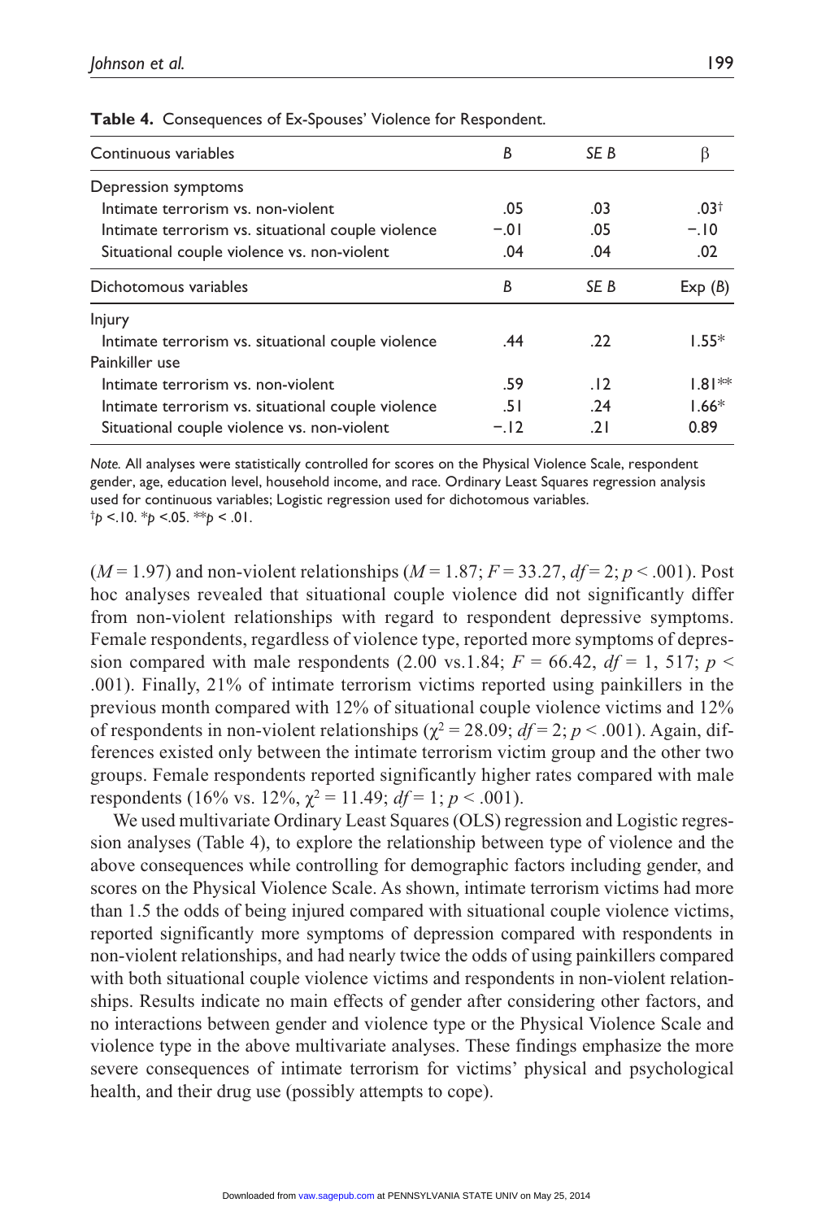**Table 4.** Consequences of Ex-Spouses' Violence for Respondent.

| Continuous variables | *B* | *SE B* | β |
|---|---|---|---|
| Depression symptoms | | | |
| Intimate terrorism vs. non-violent | .05 | .03 | .03[†] |
| Intimate terrorism vs. situational couple violence | −.01 | .05 | −.10 |
| Situational couple violence vs. non-violent | .04 | .04 | .02 |
| **Dichotomous variables** | ***B*** | ***SE B*** | **Exp (*B*)** |
| Injury | | | |
| Intimate terrorism vs. situational couple violence | .44 | .22 | 1.55* |
| Painkiller use | | | |
| Intimate terrorism vs. non-violent | .59 | .12 | 1.81** |
| Intimate terrorism vs. situational couple violence | .51 | .24 | 1.66* |
| Situational couple violence vs. non-violent | −.12 | .21 | 0.89 |

*Note.* All analyses were statistically controlled for scores on the Physical Violence Scale, respondent gender, age, education level, household income, and race. Ordinary Least Squares regression analysis used for continuous variables; Logistic regression used for dichotomous variables.
[†]$p < .10$. *$p < .05$. **$p < .01$.

($M = 1.97$) and non-violent relationships ($M = 1.87$; $F = 33.27$, $df = 2$; $p < .001$). Post hoc analyses revealed that situational couple violence did not significantly differ from non-violent relationships with regard to respondent depressive symptoms. Female respondents, regardless of violence type, reported more symptoms of depression compared with male respondents (2.00 vs.1.84; $F = 66.42$, $df = 1, 517$; $p < .001$). Finally, 21% of intimate terrorism victims reported using painkillers in the previous month compared with 12% of situational couple violence victims and 12% of respondents in non-violent relationships ($\chi^2 = 28.09$; $df = 2$; $p < .001$). Again, differences existed only between the intimate terrorism victim group and the other two groups. Female respondents reported significantly higher rates compared with male respondents (16% vs. 12%, $\chi^2 = 11.49$; $df = 1$; $p < .001$).

We used multivariate Ordinary Least Squares (OLS) regression and Logistic regression analyses (Table 4), to explore the relationship between type of violence and the above consequences while controlling for demographic factors including gender, and scores on the Physical Violence Scale. As shown, intimate terrorism victims had more than 1.5 the odds of being injured compared with situational couple violence victims, reported significantly more symptoms of depression compared with respondents in non-violent relationships, and had nearly twice the odds of using painkillers compared with both situational couple violence victims and respondents in non-violent relationships. Results indicate no main effects of gender after considering other factors, and no interactions between gender and violence type or the Physical Violence Scale and violence type in the above multivariate analyses. These findings emphasize the more severe consequences of intimate terrorism for victims' physical and psychological health, and their drug use (possibly attempts to cope).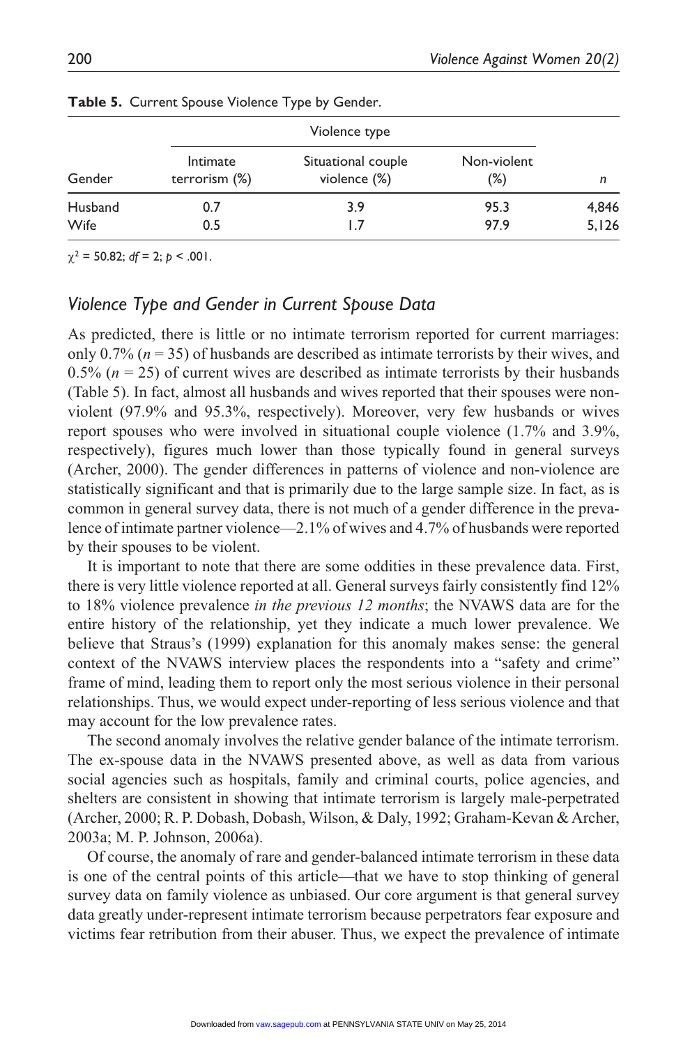**Table 5.** Current Spouse Violence Type by Gender.

| Gender | Violence type | | | n |
|---|---|---|---|---|
| | Intimate terrorism (%) | Situational couple violence (%) | Non-violent (%) | |
| Husband | 0.7 | 3.9 | 95.3 | 4,846 |
| Wife | 0.5 | 1.7 | 97.9 | 5,126 |

$\chi^2 = 50.82$; $df = 2$; $p < .001$.

## *Violence Type and Gender in Current Spouse Data*

As predicted, there is little or no intimate terrorism reported for current marriages: only 0.7% ($n = 35$) of husbands are described as intimate terrorists by their wives, and 0.5% ($n = 25$) of current wives are described as intimate terrorists by their husbands (Table 5). In fact, almost all husbands and wives reported that their spouses were non-violent (97.9% and 95.3%, respectively). Moreover, very few husbands or wives report spouses who were involved in situational couple violence (1.7% and 3.9%, respectively), figures much lower than those typically found in general surveys (Archer, 2000). The gender differences in patterns of violence and non-violence are statistically significant and that is primarily due to the large sample size. In fact, as is common in general survey data, there is not much of a gender difference in the prevalence of intimate partner violence—2.1% of wives and 4.7% of husbands were reported by their spouses to be violent.

It is important to note that there are some oddities in these prevalence data. First, there is very little violence reported at all. General surveys fairly consistently find 12% to 18% violence prevalence *in the previous 12 months*; the NVAWS data are for the entire history of the relationship, yet they indicate a much lower prevalence. We believe that Straus's (1999) explanation for this anomaly makes sense: the general context of the NVAWS interview places the respondents into a "safety and crime" frame of mind, leading them to report only the most serious violence in their personal relationships. Thus, we would expect under-reporting of less serious violence and that may account for the low prevalence rates.

The second anomaly involves the relative gender balance of the intimate terrorism. The ex-spouse data in the NVAWS presented above, as well as data from various social agencies such as hospitals, family and criminal courts, police agencies, and shelters are consistent in showing that intimate terrorism is largely male-perpetrated (Archer, 2000; R. P. Dobash, Dobash, Wilson, & Daly, 1992; Graham-Kevan & Archer, 2003a; M. P. Johnson, 2006a).

Of course, the anomaly of rare and gender-balanced intimate terrorism in these data is one of the central points of this article—that we have to stop thinking of general survey data on family violence as unbiased. Our core argument is that general survey data greatly under-represent intimate terrorism because perpetrators fear exposure and victims fear retribution from their abuser. Thus, we expect the prevalence of intimate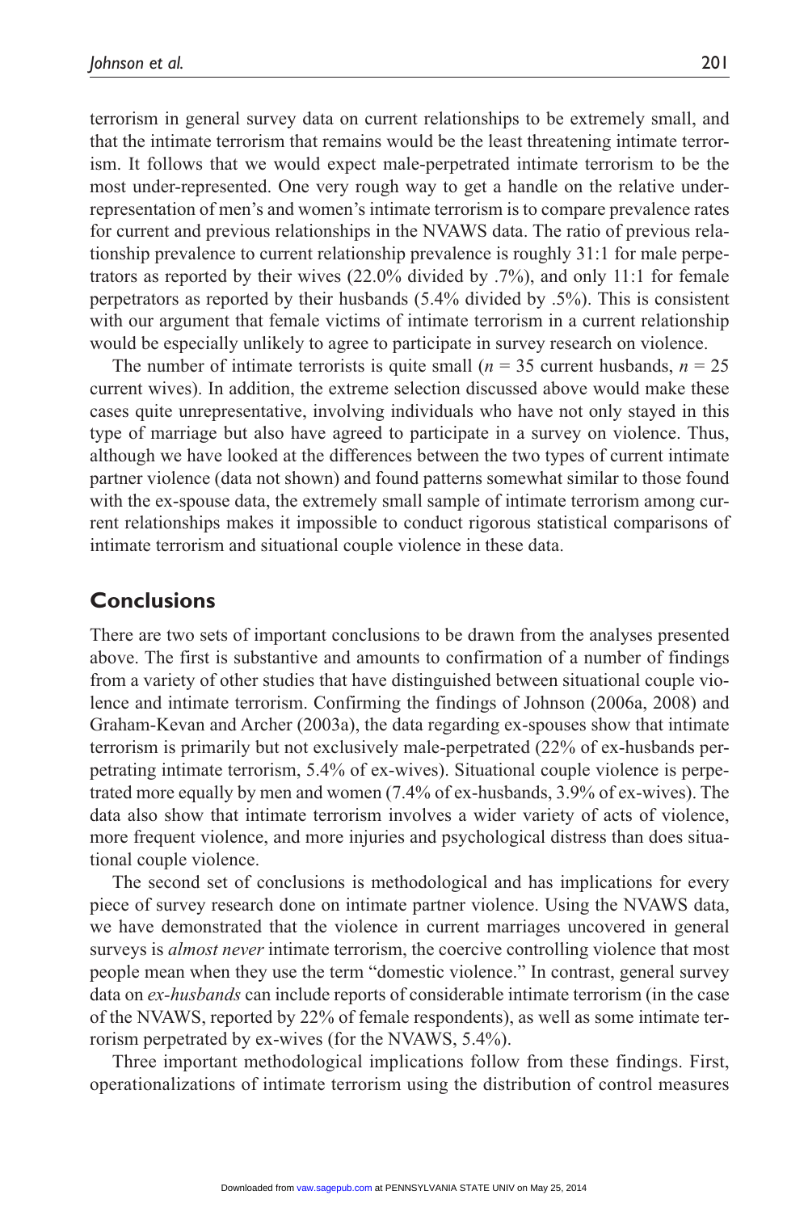terrorism in general survey data on current relationships to be extremely small, and that the intimate terrorism that remains would be the least threatening intimate terrorism. It follows that we would expect male-perpetrated intimate terrorism to be the most under-represented. One very rough way to get a handle on the relative under-representation of men's and women's intimate terrorism is to compare prevalence rates for current and previous relationships in the NVAWS data. The ratio of previous relationship prevalence to current relationship prevalence is roughly 31:1 for male perpetrators as reported by their wives (22.0% divided by .7%), and only 11:1 for female perpetrators as reported by their husbands (5.4% divided by .5%). This is consistent with our argument that female victims of intimate terrorism in a current relationship would be especially unlikely to agree to participate in survey research on violence.

The number of intimate terrorists is quite small ($n$ = 35 current husbands, $n$ = 25 current wives). In addition, the extreme selection discussed above would make these cases quite unrepresentative, involving individuals who have not only stayed in this type of marriage but also have agreed to participate in a survey on violence. Thus, although we have looked at the differences between the two types of current intimate partner violence (data not shown) and found patterns somewhat similar to those found with the ex-spouse data, the extremely small sample of intimate terrorism among current relationships makes it impossible to conduct rigorous statistical comparisons of intimate terrorism and situational couple violence in these data.

## Conclusions

There are two sets of important conclusions to be drawn from the analyses presented above. The first is substantive and amounts to confirmation of a number of findings from a variety of other studies that have distinguished between situational couple violence and intimate terrorism. Confirming the findings of Johnson (2006a, 2008) and Graham-Kevan and Archer (2003a), the data regarding ex-spouses show that intimate terrorism is primarily but not exclusively male-perpetrated (22% of ex-husbands perpetrating intimate terrorism, 5.4% of ex-wives). Situational couple violence is perpetrated more equally by men and women (7.4% of ex-husbands, 3.9% of ex-wives). The data also show that intimate terrorism involves a wider variety of acts of violence, more frequent violence, and more injuries and psychological distress than does situational couple violence.

The second set of conclusions is methodological and has implications for every piece of survey research done on intimate partner violence. Using the NVAWS data, we have demonstrated that the violence in current marriages uncovered in general surveys is *almost never* intimate terrorism, the coercive controlling violence that most people mean when they use the term "domestic violence." In contrast, general survey data on *ex-husbands* can include reports of considerable intimate terrorism (in the case of the NVAWS, reported by 22% of female respondents), as well as some intimate terrorism perpetrated by ex-wives (for the NVAWS, 5.4%).

Three important methodological implications follow from these findings. First, operationalizations of intimate terrorism using the distribution of control measures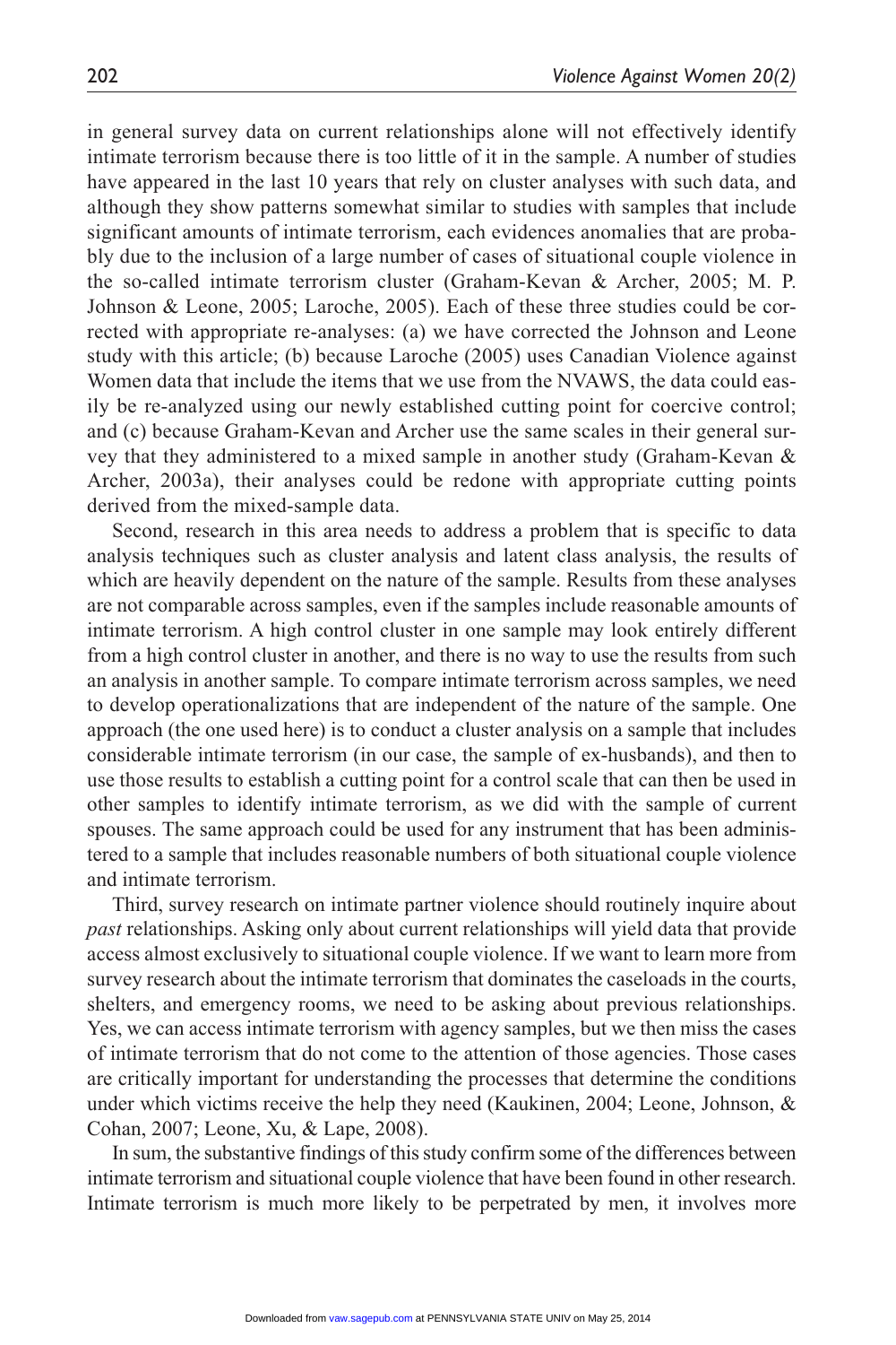in general survey data on current relationships alone will not effectively identify intimate terrorism because there is too little of it in the sample. A number of studies have appeared in the last 10 years that rely on cluster analyses with such data, and although they show patterns somewhat similar to studies with samples that include significant amounts of intimate terrorism, each evidences anomalies that are probably due to the inclusion of a large number of cases of situational couple violence in the so-called intimate terrorism cluster (Graham-Kevan & Archer, 2005; M. P. Johnson & Leone, 2005; Laroche, 2005). Each of these three studies could be corrected with appropriate re-analyses: (a) we have corrected the Johnson and Leone study with this article; (b) because Laroche (2005) uses Canadian Violence against Women data that include the items that we use from the NVAWS, the data could easily be re-analyzed using our newly established cutting point for coercive control; and (c) because Graham-Kevan and Archer use the same scales in their general survey that they administered to a mixed sample in another study (Graham-Kevan & Archer, 2003a), their analyses could be redone with appropriate cutting points derived from the mixed-sample data.

Second, research in this area needs to address a problem that is specific to data analysis techniques such as cluster analysis and latent class analysis, the results of which are heavily dependent on the nature of the sample. Results from these analyses are not comparable across samples, even if the samples include reasonable amounts of intimate terrorism. A high control cluster in one sample may look entirely different from a high control cluster in another, and there is no way to use the results from such an analysis in another sample. To compare intimate terrorism across samples, we need to develop operationalizations that are independent of the nature of the sample. One approach (the one used here) is to conduct a cluster analysis on a sample that includes considerable intimate terrorism (in our case, the sample of ex-husbands), and then to use those results to establish a cutting point for a control scale that can then be used in other samples to identify intimate terrorism, as we did with the sample of current spouses. The same approach could be used for any instrument that has been administered to a sample that includes reasonable numbers of both situational couple violence and intimate terrorism.

Third, survey research on intimate partner violence should routinely inquire about *past* relationships. Asking only about current relationships will yield data that provide access almost exclusively to situational couple violence. If we want to learn more from survey research about the intimate terrorism that dominates the caseloads in the courts, shelters, and emergency rooms, we need to be asking about previous relationships. Yes, we can access intimate terrorism with agency samples, but we then miss the cases of intimate terrorism that do not come to the attention of those agencies. Those cases are critically important for understanding the processes that determine the conditions under which victims receive the help they need (Kaukinen, 2004; Leone, Johnson, & Cohan, 2007; Leone, Xu, & Lape, 2008).

In sum, the substantive findings of this study confirm some of the differences between intimate terrorism and situational couple violence that have been found in other research. Intimate terrorism is much more likely to be perpetrated by men, it involves more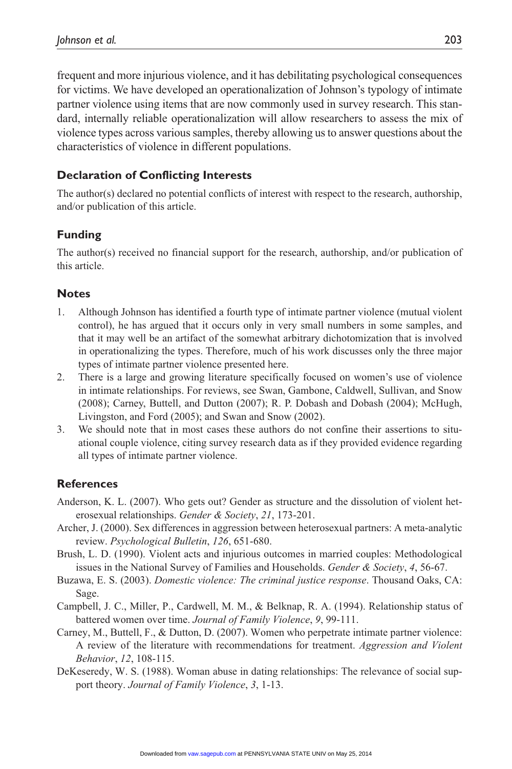frequent and more injurious violence, and it has debilitating psychological consequences for victims. We have developed an operationalization of Johnson's typology of intimate partner violence using items that are now commonly used in survey research. This standard, internally reliable operationalization will allow researchers to assess the mix of violence types across various samples, thereby allowing us to answer questions about the characteristics of violence in different populations.

### Declaration of Conflicting Interests

The author(s) declared no potential conflicts of interest with respect to the research, authorship, and/or publication of this article.

### Funding

The author(s) received no financial support for the research, authorship, and/or publication of this article.

### Notes

1. Although Johnson has identified a fourth type of intimate partner violence (mutual violent control), he has argued that it occurs only in very small numbers in some samples, and that it may well be an artifact of the somewhat arbitrary dichotomization that is involved in operationalizing the types. Therefore, much of his work discusses only the three major types of intimate partner violence presented here.
2. There is a large and growing literature specifically focused on women's use of violence in intimate relationships. For reviews, see Swan, Gambone, Caldwell, Sullivan, and Snow (2008); Carney, Buttell, and Dutton (2007); R. P. Dobash and Dobash (2004); McHugh, Livingston, and Ford (2005); and Swan and Snow (2002).
3. We should note that in most cases these authors do not confine their assertions to situational couple violence, citing survey research data as if they provided evidence regarding all types of intimate partner violence.

### References

Anderson, K. L. (2007). Who gets out? Gender as structure and the dissolution of violent heterosexual relationships. *Gender & Society*, *21*, 173-201.

Archer, J. (2000). Sex differences in aggression between heterosexual partners: A meta-analytic review. *Psychological Bulletin*, *126*, 651-680.

Brush, L. D. (1990). Violent acts and injurious outcomes in married couples: Methodological issues in the National Survey of Families and Households. *Gender & Society*, *4*, 56-67.

Buzawa, E. S. (2003). *Domestic violence: The criminal justice response*. Thousand Oaks, CA: Sage.

Campbell, J. C., Miller, P., Cardwell, M. M., & Belknap, R. A. (1994). Relationship status of battered women over time. *Journal of Family Violence*, *9*, 99-111.

Carney, M., Buttell, F., & Dutton, D. (2007). Women who perpetrate intimate partner violence: A review of the literature with recommendations for treatment. *Aggression and Violent Behavior*, *12*, 108-115.

DeKeseredy, W. S. (1988). Woman abuse in dating relationships: The relevance of social support theory. *Journal of Family Violence*, *3*, 1-13.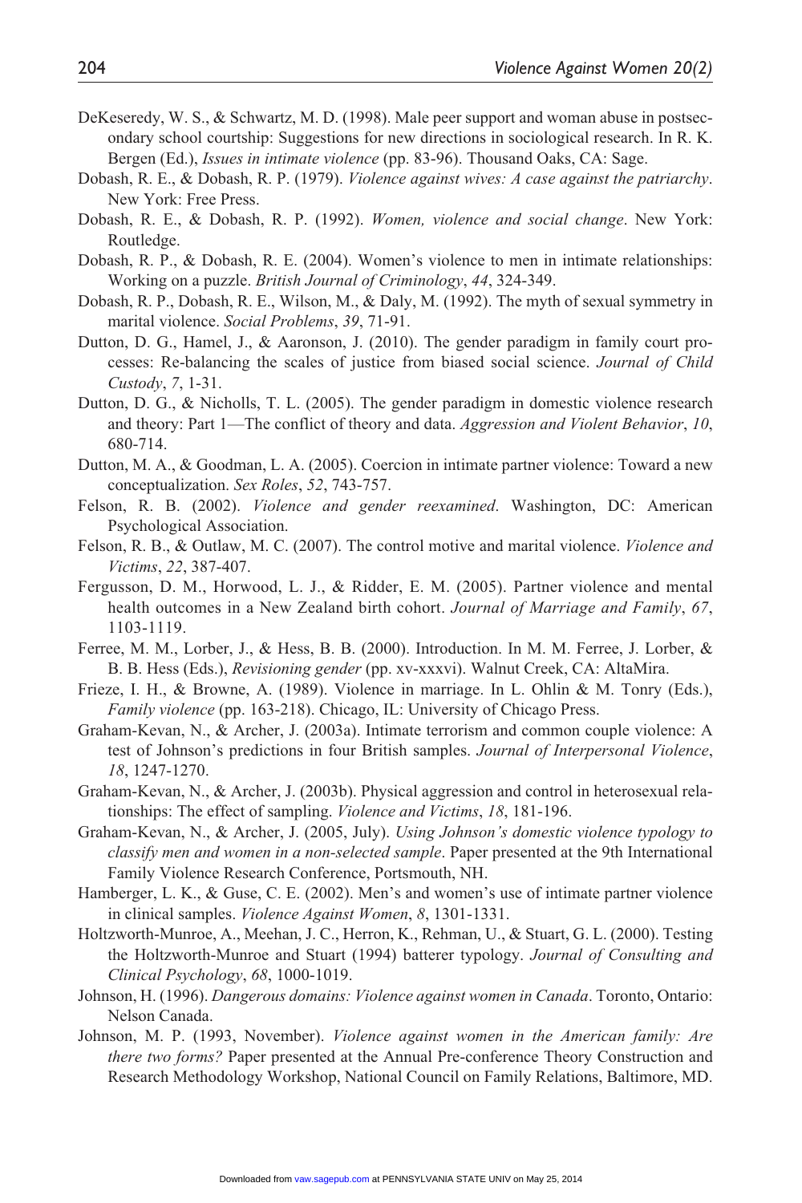DeKeseredy, W. S., & Schwartz, M. D. (1998). Male peer support and woman abuse in postsecondary school courtship: Suggestions for new directions in sociological research. In R. K. Bergen (Ed.), *Issues in intimate violence* (pp. 83-96). Thousand Oaks, CA: Sage.

Dobash, R. E., & Dobash, R. P. (1979). *Violence against wives: A case against the patriarchy*. New York: Free Press.

Dobash, R. E., & Dobash, R. P. (1992). *Women, violence and social change*. New York: Routledge.

Dobash, R. P., & Dobash, R. E. (2004). Women's violence to men in intimate relationships: Working on a puzzle. *British Journal of Criminology*, *44*, 324-349.

Dobash, R. P., Dobash, R. E., Wilson, M., & Daly, M. (1992). The myth of sexual symmetry in marital violence. *Social Problems*, *39*, 71-91.

Dutton, D. G., Hamel, J., & Aaronson, J. (2010). The gender paradigm in family court processes: Re-balancing the scales of justice from biased social science. *Journal of Child Custody*, *7*, 1-31.

Dutton, D. G., & Nicholls, T. L. (2005). The gender paradigm in domestic violence research and theory: Part 1—The conflict of theory and data. *Aggression and Violent Behavior*, *10*, 680-714.

Dutton, M. A., & Goodman, L. A. (2005). Coercion in intimate partner violence: Toward a new conceptualization. *Sex Roles*, *52*, 743-757.

Felson, R. B. (2002). *Violence and gender reexamined*. Washington, DC: American Psychological Association.

Felson, R. B., & Outlaw, M. C. (2007). The control motive and marital violence. *Violence and Victims*, *22*, 387-407.

Fergusson, D. M., Horwood, L. J., & Ridder, E. M. (2005). Partner violence and mental health outcomes in a New Zealand birth cohort. *Journal of Marriage and Family*, *67*, 1103-1119.

Ferree, M. M., Lorber, J., & Hess, B. B. (2000). Introduction. In M. M. Ferree, J. Lorber, & B. B. Hess (Eds.), *Revisioning gender* (pp. xv-xxxvi). Walnut Creek, CA: AltaMira.

Frieze, I. H., & Browne, A. (1989). Violence in marriage. In L. Ohlin & M. Tonry (Eds.), *Family violence* (pp. 163-218). Chicago, IL: University of Chicago Press.

Graham-Kevan, N., & Archer, J. (2003a). Intimate terrorism and common couple violence: A test of Johnson's predictions in four British samples. *Journal of Interpersonal Violence*, *18*, 1247-1270.

Graham-Kevan, N., & Archer, J. (2003b). Physical aggression and control in heterosexual relationships: The effect of sampling. *Violence and Victims*, *18*, 181-196.

Graham-Kevan, N., & Archer, J. (2005, July). *Using Johnson's domestic violence typology to classify men and women in a non-selected sample*. Paper presented at the 9th International Family Violence Research Conference, Portsmouth, NH.

Hamberger, L. K., & Guse, C. E. (2002). Men's and women's use of intimate partner violence in clinical samples. *Violence Against Women*, *8*, 1301-1331.

Holtzworth-Munroe, A., Meehan, J. C., Herron, K., Rehman, U., & Stuart, G. L. (2000). Testing the Holtzworth-Munroe and Stuart (1994) batterer typology. *Journal of Consulting and Clinical Psychology*, *68*, 1000-1019.

Johnson, H. (1996). *Dangerous domains: Violence against women in Canada*. Toronto, Ontario: Nelson Canada.

Johnson, M. P. (1993, November). *Violence against women in the American family: Are there two forms?* Paper presented at the Annual Pre-conference Theory Construction and Research Methodology Workshop, National Council on Family Relations, Baltimore, MD.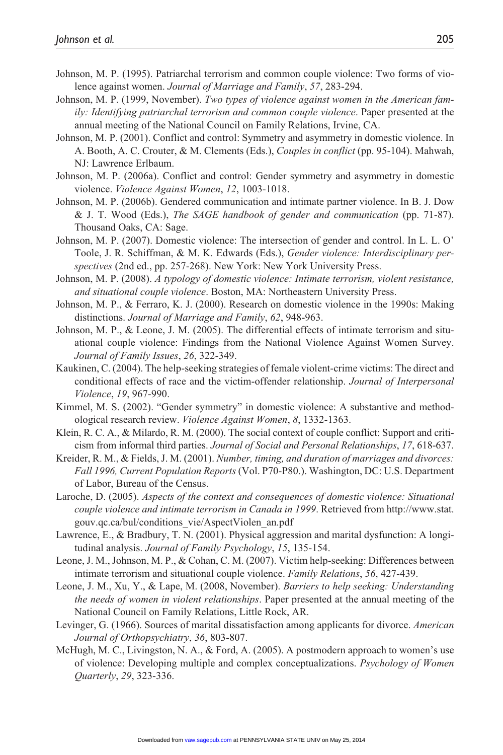Johnson, M. P. (1995). Patriarchal terrorism and common couple violence: Two forms of violence against women. *Journal of Marriage and Family*, *57*, 283-294.

Johnson, M. P. (1999, November). *Two types of violence against women in the American family: Identifying patriarchal terrorism and common couple violence*. Paper presented at the annual meeting of the National Council on Family Relations, Irvine, CA.

Johnson, M. P. (2001). Conflict and control: Symmetry and asymmetry in domestic violence. In A. Booth, A. C. Crouter, & M. Clements (Eds.), *Couples in conflict* (pp. 95-104). Mahwah, NJ: Lawrence Erlbaum.

Johnson, M. P. (2006a). Conflict and control: Gender symmetry and asymmetry in domestic violence. *Violence Against Women*, *12*, 1003-1018.

Johnson, M. P. (2006b). Gendered communication and intimate partner violence. In B. J. Dow & J. T. Wood (Eds.), *The SAGE handbook of gender and communication* (pp. 71-87). Thousand Oaks, CA: Sage.

Johnson, M. P. (2007). Domestic violence: The intersection of gender and control. In L. L. O' Toole, J. R. Schiffman, & M. K. Edwards (Eds.), *Gender violence: Interdisciplinary perspectives* (2nd ed., pp. 257-268). New York: New York University Press.

Johnson, M. P. (2008). *A typology of domestic violence: Intimate terrorism, violent resistance, and situational couple violence*. Boston, MA: Northeastern University Press.

Johnson, M. P., & Ferraro, K. J. (2000). Research on domestic violence in the 1990s: Making distinctions. *Journal of Marriage and Family*, *62*, 948-963.

Johnson, M. P., & Leone, J. M. (2005). The differential effects of intimate terrorism and situational couple violence: Findings from the National Violence Against Women Survey. *Journal of Family Issues*, *26*, 322-349.

Kaukinen, C. (2004). The help-seeking strategies of female violent-crime victims: The direct and conditional effects of race and the victim-offender relationship. *Journal of Interpersonal Violence*, *19*, 967-990.

Kimmel, M. S. (2002). "Gender symmetry" in domestic violence: A substantive and methodological research review. *Violence Against Women*, *8*, 1332-1363.

Klein, R. C. A., & Milardo, R. M. (2000). The social context of couple conflict: Support and criticism from informal third parties. *Journal of Social and Personal Relationships*, *17*, 618-637.

Kreider, R. M., & Fields, J. M. (2001). *Number, timing, and duration of marriages and divorces: Fall 1996, Current Population Reports* (Vol. P70-P80.). Washington, DC: U.S. Department of Labor, Bureau of the Census.

Laroche, D. (2005). *Aspects of the context and consequences of domestic violence: Situational couple violence and intimate terrorism in Canada in 1999*. Retrieved from http://www.stat.gouv.qc.ca/bul/conditions_vie/AspectViolen_an.pdf

Lawrence, E., & Bradbury, T. N. (2001). Physical aggression and marital dysfunction: A longitudinal analysis. *Journal of Family Psychology*, *15*, 135-154.

Leone, J. M., Johnson, M. P., & Cohan, C. M. (2007). Victim help-seeking: Differences between intimate terrorism and situational couple violence. *Family Relations*, *56*, 427-439.

Leone, J. M., Xu, Y., & Lape, M. (2008, November). *Barriers to help seeking: Understanding the needs of women in violent relationships*. Paper presented at the annual meeting of the National Council on Family Relations, Little Rock, AR.

Levinger, G. (1966). Sources of marital dissatisfaction among applicants for divorce. *American Journal of Orthopsychiatry*, *36*, 803-807.

McHugh, M. C., Livingston, N. A., & Ford, A. (2005). A postmodern approach to women's use of violence: Developing multiple and complex conceptualizations. *Psychology of Women Quarterly*, *29*, 323-336.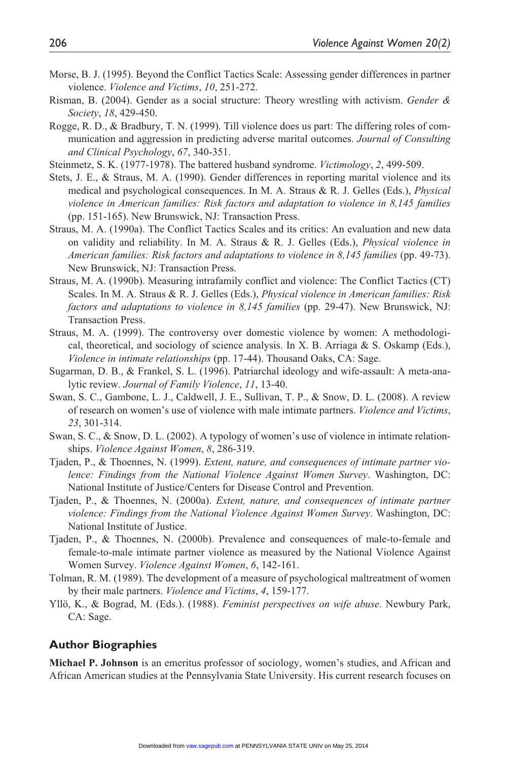Morse, B. J. (1995). Beyond the Conflict Tactics Scale: Assessing gender differences in partner violence. *Violence and Victims*, *10*, 251-272.

Risman, B. (2004). Gender as a social structure: Theory wrestling with activism. *Gender & Society*, *18*, 429-450.

Rogge, R. D., & Bradbury, T. N. (1999). Till violence does us part: The differing roles of communication and aggression in predicting adverse marital outcomes. *Journal of Consulting and Clinical Psychology*, *67*, 340-351.

Steinmetz, S. K. (1977-1978). The battered husband syndrome. *Victimology*, *2*, 499-509.

Stets, J. E., & Straus, M. A. (1990). Gender differences in reporting marital violence and its medical and psychological consequences. In M. A. Straus & R. J. Gelles (Eds.), *Physical violence in American families: Risk factors and adaptation to violence in 8,145 families* (pp. 151-165). New Brunswick, NJ: Transaction Press.

Straus, M. A. (1990a). The Conflict Tactics Scales and its critics: An evaluation and new data on validity and reliability. In M. A. Straus & R. J. Gelles (Eds.), *Physical violence in American families: Risk factors and adaptations to violence in 8,145 families* (pp. 49-73). New Brunswick, NJ: Transaction Press.

Straus, M. A. (1990b). Measuring intrafamily conflict and violence: The Conflict Tactics (CT) Scales. In M. A. Straus & R. J. Gelles (Eds.), *Physical violence in American families: Risk factors and adaptations to violence in 8,145 families* (pp. 29-47). New Brunswick, NJ: Transaction Press.

Straus, M. A. (1999). The controversy over domestic violence by women: A methodological, theoretical, and sociology of science analysis. In X. B. Arriaga & S. Oskamp (Eds.), *Violence in intimate relationships* (pp. 17-44). Thousand Oaks, CA: Sage.

Sugarman, D. B., & Frankel, S. L. (1996). Patriarchal ideology and wife-assault: A meta-analytic review. *Journal of Family Violence*, *11*, 13-40.

Swan, S. C., Gambone, L. J., Caldwell, J. E., Sullivan, T. P., & Snow, D. L. (2008). A review of research on women's use of violence with male intimate partners. *Violence and Victims*, *23*, 301-314.

Swan, S. C., & Snow, D. L. (2002). A typology of women's use of violence in intimate relationships. *Violence Against Women*, *8*, 286-319.

Tjaden, P., & Thoennes, N. (1999). *Extent, nature, and consequences of intimate partner violence: Findings from the National Violence Against Women Survey*. Washington, DC: National Institute of Justice/Centers for Disease Control and Prevention.

Tjaden, P., & Thoennes, N. (2000a). *Extent, nature, and consequences of intimate partner violence: Findings from the National Violence Against Women Survey*. Washington, DC: National Institute of Justice.

Tjaden, P., & Thoennes, N. (2000b). Prevalence and consequences of male-to-female and female-to-male intimate partner violence as measured by the National Violence Against Women Survey. *Violence Against Women*, *6*, 142-161.

Tolman, R. M. (1989). The development of a measure of psychological maltreatment of women by their male partners. *Violence and Victims*, *4*, 159-177.

Yllö, K., & Bograd, M. (Eds.). (1988). *Feminist perspectives on wife abuse*. Newbury Park, CA: Sage.

## Author Biographies

**Michael P. Johnson** is an emeritus professor of sociology, women's studies, and African and African American studies at the Pennsylvania State University. His current research focuses on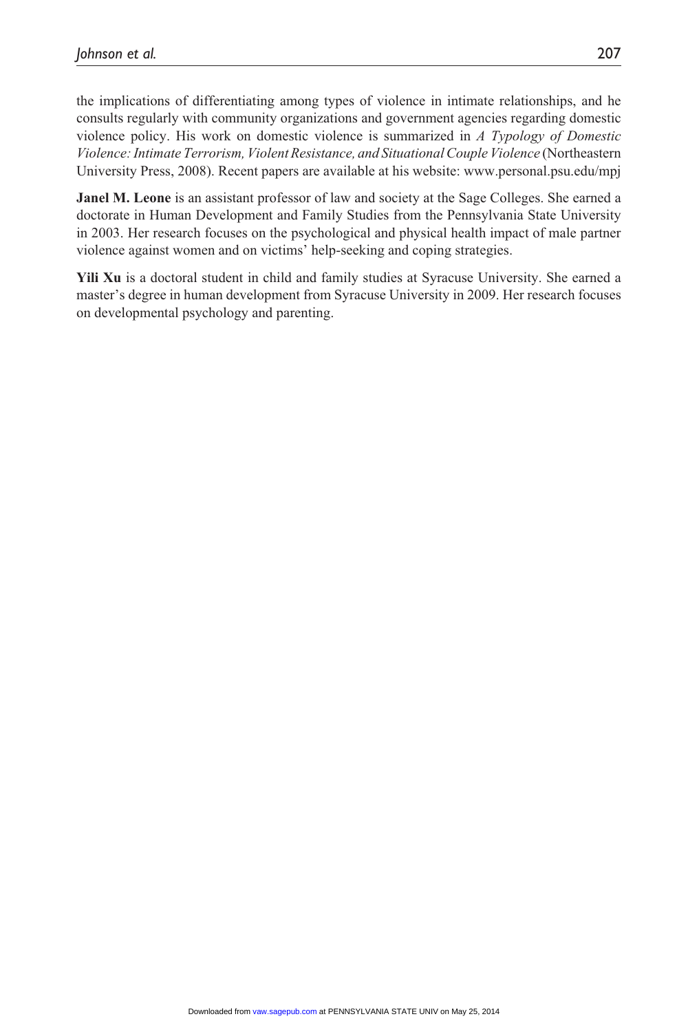the implications of differentiating among types of violence in intimate relationships, and he consults regularly with community organizations and government agencies regarding domestic violence policy. His work on domestic violence is summarized in *A Typology of Domestic Violence: Intimate Terrorism, Violent Resistance, and Situational Couple Violence* (Northeastern University Press, 2008). Recent papers are available at his website: www.personal.psu.edu/mpj

**Janel M. Leone** is an assistant professor of law and society at the Sage Colleges. She earned a doctorate in Human Development and Family Studies from the Pennsylvania State University in 2003. Her research focuses on the psychological and physical health impact of male partner violence against women and on victims' help-seeking and coping strategies.

**Yili Xu** is a doctoral student in child and family studies at Syracuse University. She earned a master's degree in human development from Syracuse University in 2009. Her research focuses on developmental psychology and parenting.